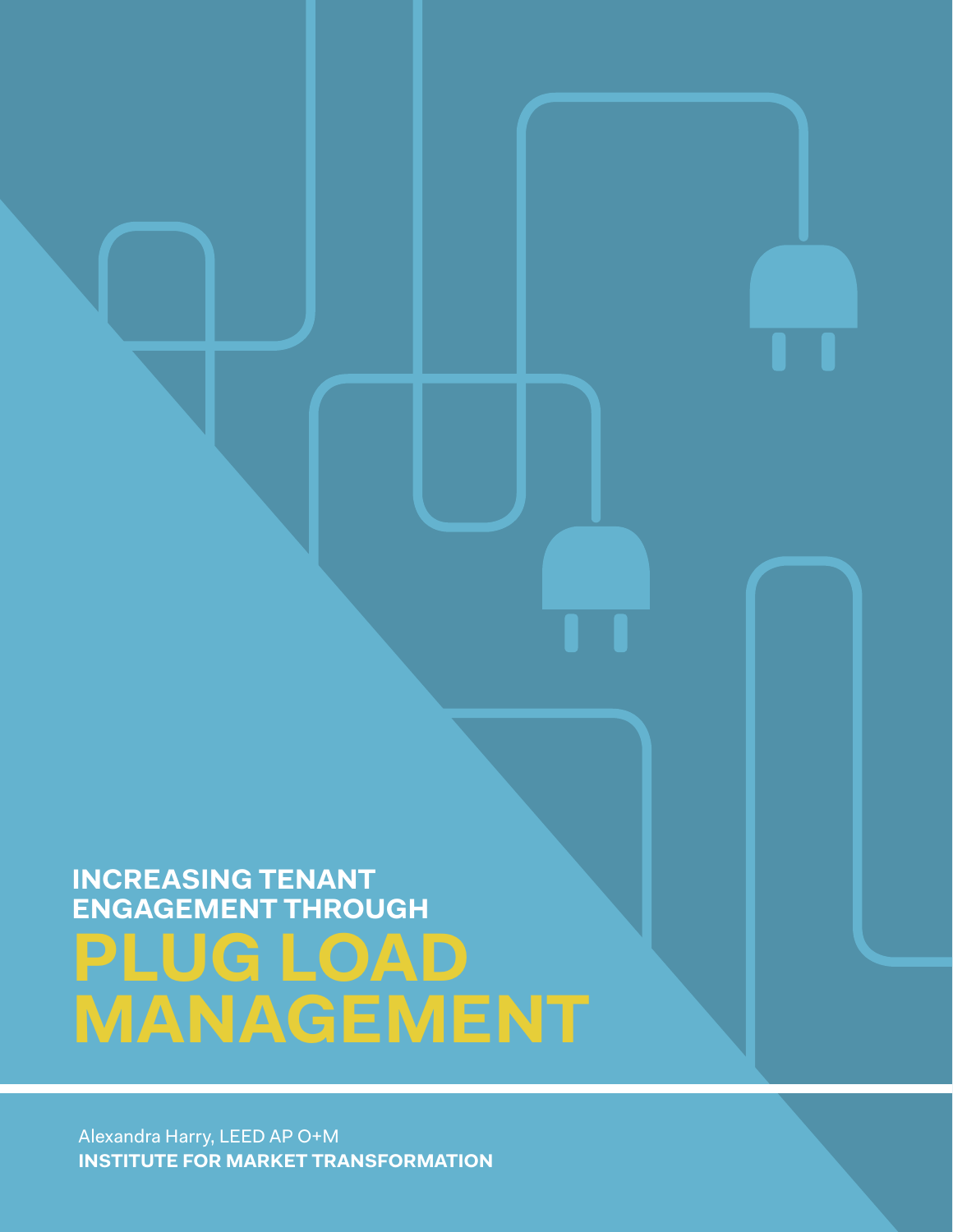# INCREASING TENANT ENGAGEMENT THROUGH PLUG LOAD MANAGEMENT

Alexandra Harry, LEED AP O+M

**INSTITUTE FOR MARKET TRANSFORMATION**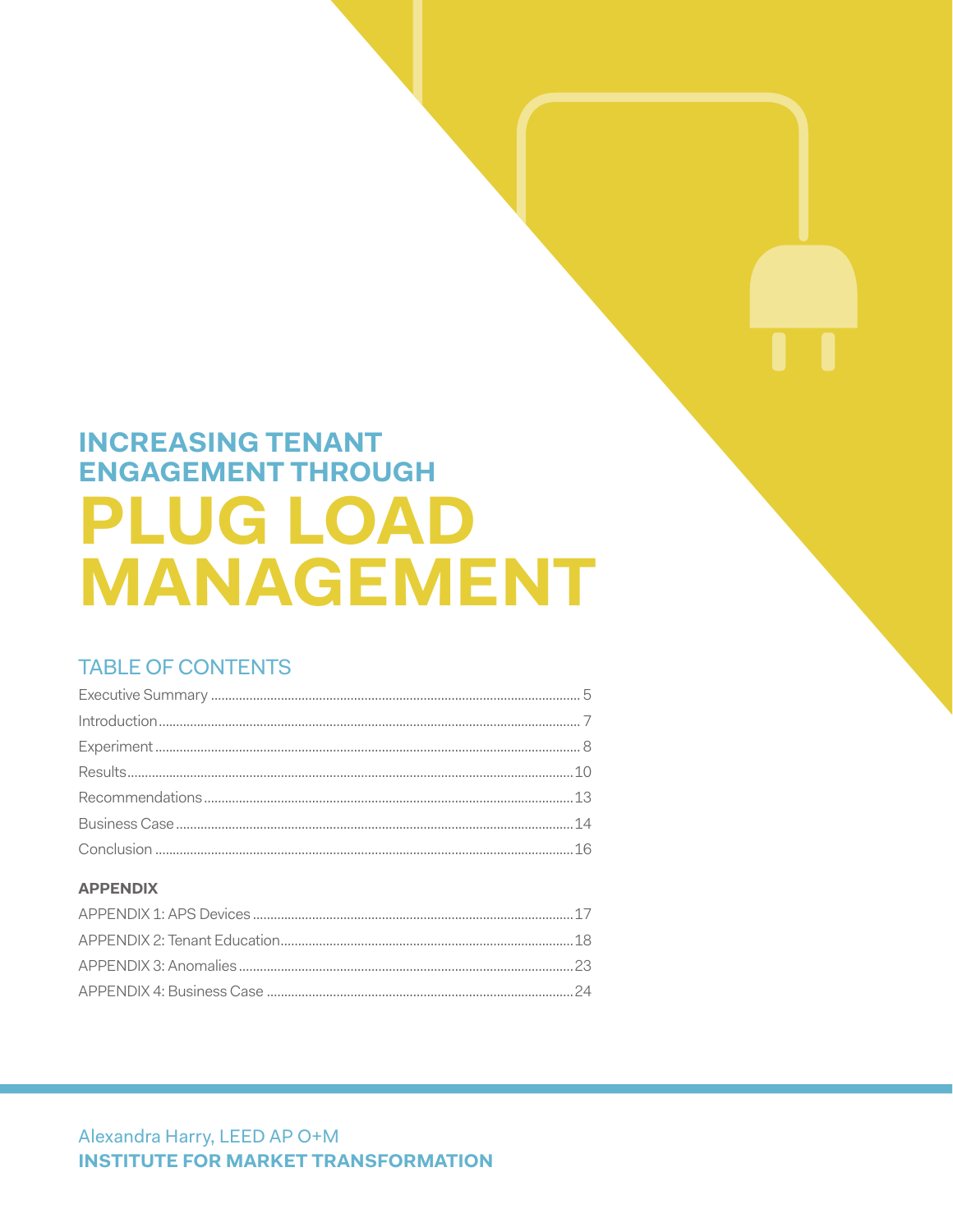# INCREASING TENANT ENGAGEMENT THROUGH PLUG LOAD MANAGEMENT

## TABLE OF CONTENTS

Executive Summary ........................................ 5
Introduction ........................................ 7
Experiment ........................................ 8
Results ........................................ 10
Recommendations ........................................ 13
Business Case ........................................ 14
Conclusion ........................................ 16

**APPENDIX**

APPENDIX 1: APS Devices ........................................ 17
APPENDIX 2: Tenant Education ........................................ 18
APPENDIX 3: Anomalies ........................................ 23
APPENDIX 4: Business Case ........................................ 24

Alexandra Harry, LEED AP O+M
**INSTITUTE FOR MARKET TRANSFORMATION**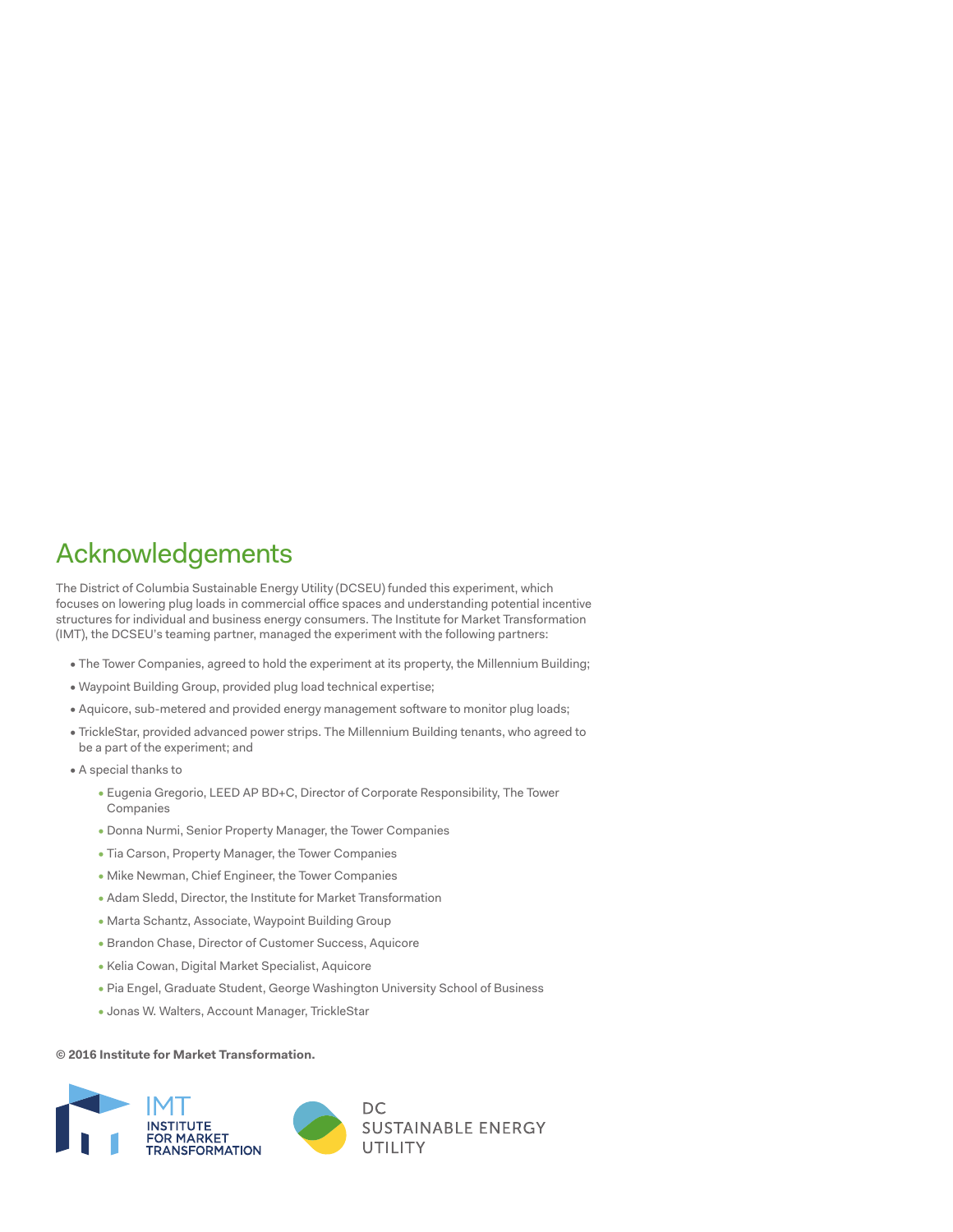# Acknowledgements

The District of Columbia Sustainable Energy Utility (DCSEU) funded this experiment, which focuses on lowering plug loads in commercial office spaces and understanding potential incentive structures for individual and business energy consumers. The Institute for Market Transformation (IMT), the DCSEU's teaming partner, managed the experiment with the following partners:

- The Tower Companies, agreed to hold the experiment at its property, the Millennium Building;
- Waypoint Building Group, provided plug load technical expertise;
- Aquicore, sub-metered and provided energy management software to monitor plug loads;
- TrickleStar, provided advanced power strips. The Millennium Building tenants, who agreed to be a part of the experiment; and
- A special thanks to
  - Eugenia Gregorio, LEED AP BD+C, Director of Corporate Responsibility, The Tower Companies
  - Donna Nurmi, Senior Property Manager, the Tower Companies
  - Tia Carson, Property Manager, the Tower Companies
  - Mike Newman, Chief Engineer, the Tower Companies
  - Adam Sledd, Director, the Institute for Market Transformation
  - Marta Schantz, Associate, Waypoint Building Group
  - Brandon Chase, Director of Customer Success, Aquicore
  - Kelia Cowan, Digital Market Specialist, Aquicore
  - Pia Engel, Graduate Student, George Washington University School of Business
  - Jonas W. Walters, Account Manager, TrickleStar

**© 2016 Institute for Market Transformation.**

IMT INSTITUTE FOR MARKET TRANSFORMATION

DC SUSTAINABLE ENERGY UTILITY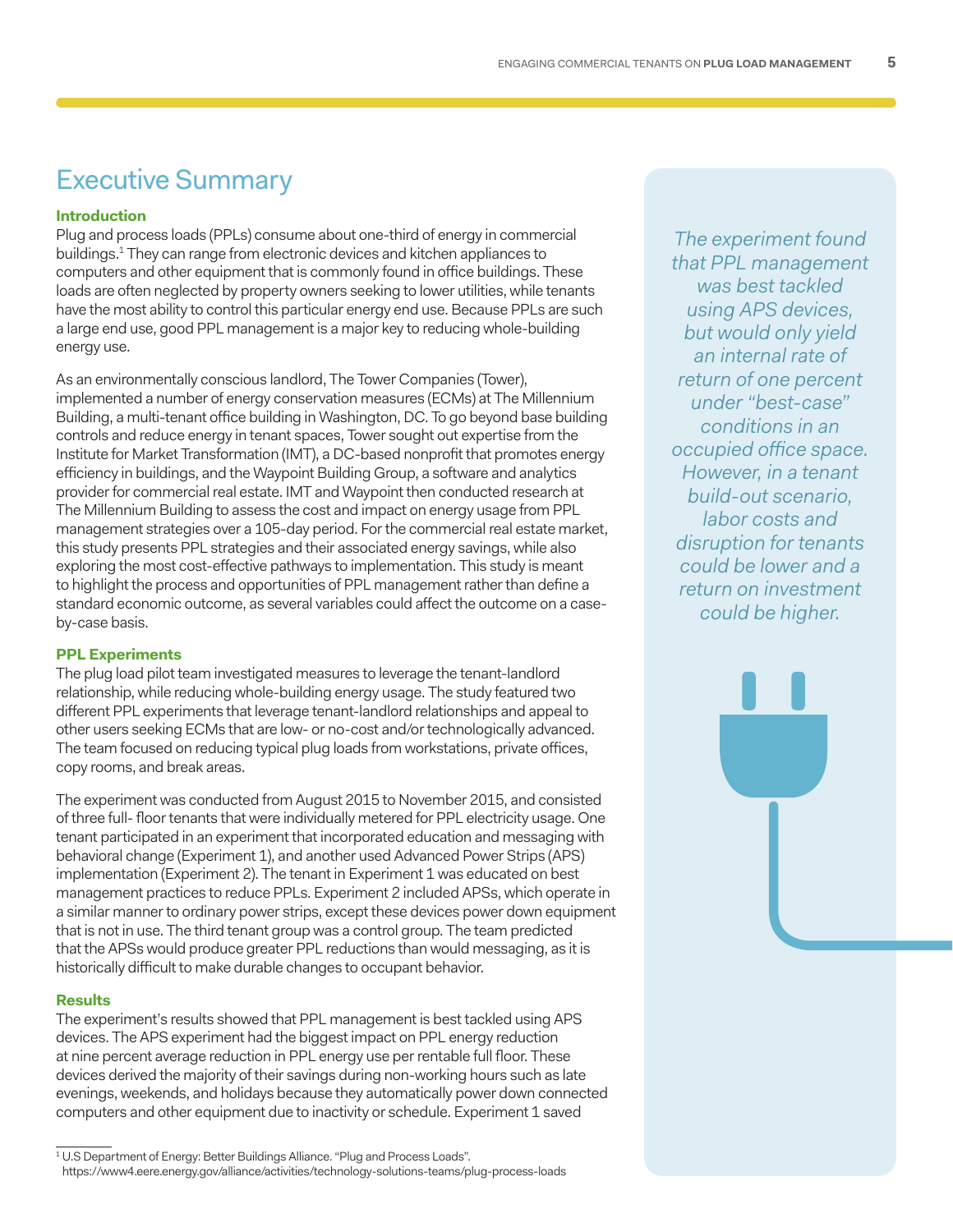# Executive Summary

### Introduction

Plug and process loads (PPLs) consume about one-third of energy in commercial buildings.[1] They can range from electronic devices and kitchen appliances to computers and other equipment that is commonly found in office buildings. These loads are often neglected by property owners seeking to lower utilities, while tenants have the most ability to control this particular energy end use. Because PPLs are such a large end use, good PPL management is a major key to reducing whole-building energy use.

As an environmentally conscious landlord, The Tower Companies (Tower), implemented a number of energy conservation measures (ECMs) at The Millennium Building, a multi-tenant office building in Washington, DC. To go beyond base building controls and reduce energy in tenant spaces, Tower sought out expertise from the Institute for Market Transformation (IMT), a DC-based nonprofit that promotes energy efficiency in buildings, and the Waypoint Building Group, a software and analytics provider for commercial real estate. IMT and Waypoint then conducted research at The Millennium Building to assess the cost and impact on energy usage from PPL management strategies over a 105-day period. For the commercial real estate market, this study presents PPL strategies and their associated energy savings, while also exploring the most cost-effective pathways to implementation. This study is meant to highlight the process and opportunities of PPL management rather than define a standard economic outcome, as several variables could affect the outcome on a case-by-case basis.

*The experiment found that PPL management was best tackled using APS devices, but would only yield an internal rate of return of one percent under "best-case" conditions in an occupied office space. However, in a tenant build-out scenario, labor costs and disruption for tenants could be lower and a return on investment could be higher.*

### PPL Experiments

The plug load pilot team investigated measures to leverage the tenant-landlord relationship, while reducing whole-building energy usage. The study featured two different PPL experiments that leverage tenant-landlord relationships and appeal to other users seeking ECMs that are low- or no-cost and/or technologically advanced. The team focused on reducing typical plug loads from workstations, private offices, copy rooms, and break areas.

The experiment was conducted from August 2015 to November 2015, and consisted of three full- floor tenants that were individually metered for PPL electricity usage. One tenant participated in an experiment that incorporated education and messaging with behavioral change (Experiment 1), and another used Advanced Power Strips (APS) implementation (Experiment 2). The tenant in Experiment 1 was educated on best management practices to reduce PPLs. Experiment 2 included APSs, which operate in a similar manner to ordinary power strips, except these devices power down equipment that is not in use. The third tenant group was a control group. The team predicted that the APSs would produce greater PPL reductions than would messaging, as it is historically difficult to make durable changes to occupant behavior.

### Results

The experiment's results showed that PPL management is best tackled using APS devices. The APS experiment had the biggest impact on PPL energy reduction at nine percent average reduction in PPL energy use per rentable full floor. These devices derived the majority of their savings during non-working hours such as late evenings, weekends, and holidays because they automatically power down connected computers and other equipment due to inactivity or schedule. Experiment 1 saved

[1] U.S Department of Energy: Better Buildings Alliance. "Plug and Process Loads". https://www4.eere.energy.gov/alliance/activities/technology-solutions-teams/plug-process-loads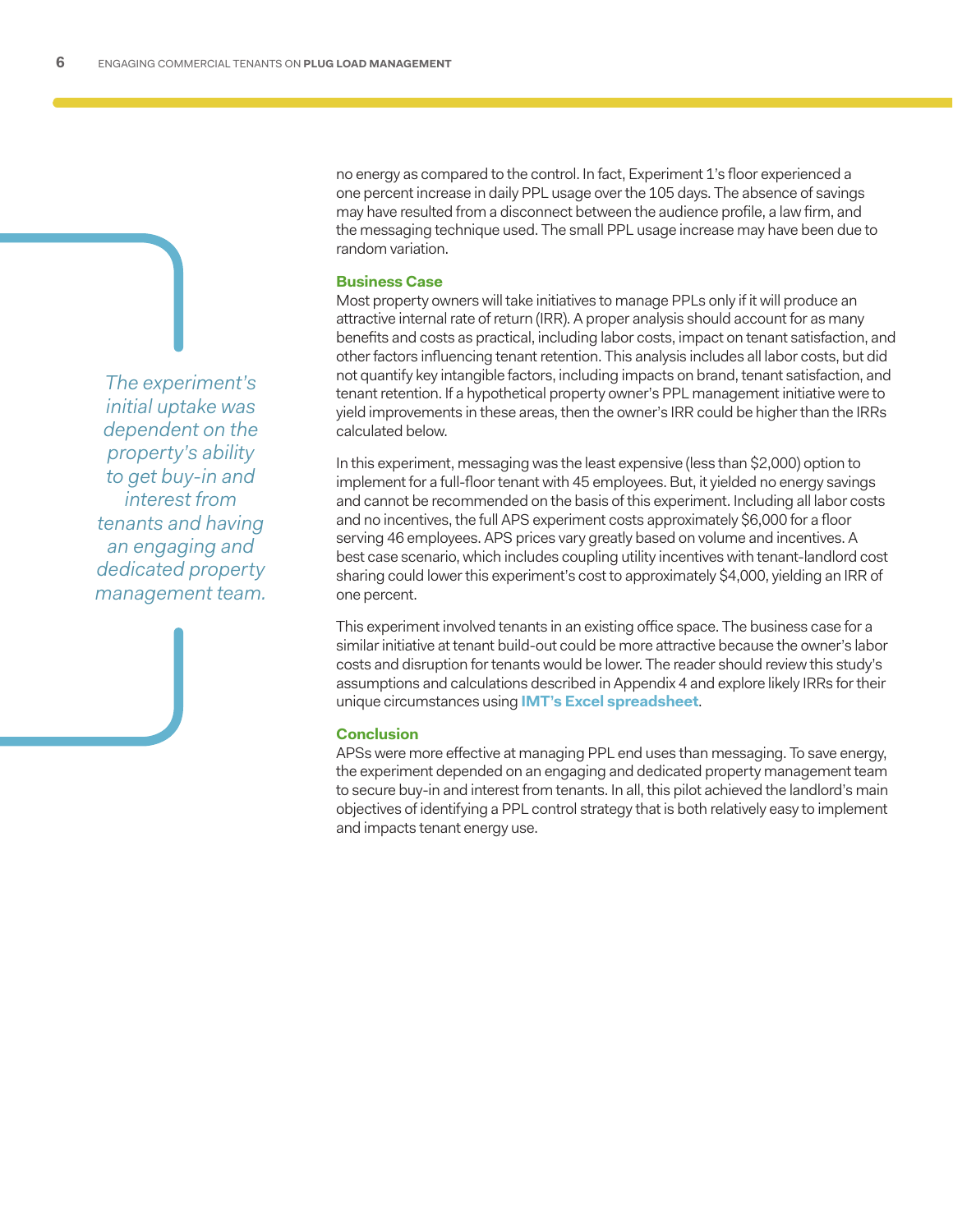no energy as compared to the control. In fact, Experiment 1's floor experienced a one percent increase in daily PPL usage over the 105 days. The absence of savings may have resulted from a disconnect between the audience profile, a law firm, and the messaging technique used. The small PPL usage increase may have been due to random variation.

*The experiment's initial uptake was dependent on the property's ability to get buy-in and interest from tenants and having an engaging and dedicated property management team.*

### Business Case

Most property owners will take initiatives to manage PPLs only if it will produce an attractive internal rate of return (IRR). A proper analysis should account for as many benefits and costs as practical, including labor costs, impact on tenant satisfaction, and other factors influencing tenant retention. This analysis includes all labor costs, but did not quantify key intangible factors, including impacts on brand, tenant satisfaction, and tenant retention. If a hypothetical property owner's PPL management initiative were to yield improvements in these areas, then the owner's IRR could be higher than the IRRs calculated below.

In this experiment, messaging was the least expensive (less than $2,000) option to implement for a full-floor tenant with 45 employees. But, it yielded no energy savings and cannot be recommended on the basis of this experiment. Including all labor costs and no incentives, the full APS experiment costs approximately $6,000 for a floor serving 46 employees. APS prices vary greatly based on volume and incentives. A best case scenario, which includes coupling utility incentives with tenant-landlord cost sharing could lower this experiment's cost to approximately $4,000, yielding an IRR of one percent.

This experiment involved tenants in an existing office space. The business case for a similar initiative at tenant build-out could be more attractive because the owner's labor costs and disruption for tenants would be lower. The reader should review this study's assumptions and calculations described in Appendix 4 and explore likely IRRs for their unique circumstances using **IMT's Excel spreadsheet**.

### Conclusion

APSs were more effective at managing PPL end uses than messaging. To save energy, the experiment depended on an engaging and dedicated property management team to secure buy-in and interest from tenants. In all, this pilot achieved the landlord's main objectives of identifying a PPL control strategy that is both relatively easy to implement and impacts tenant energy use.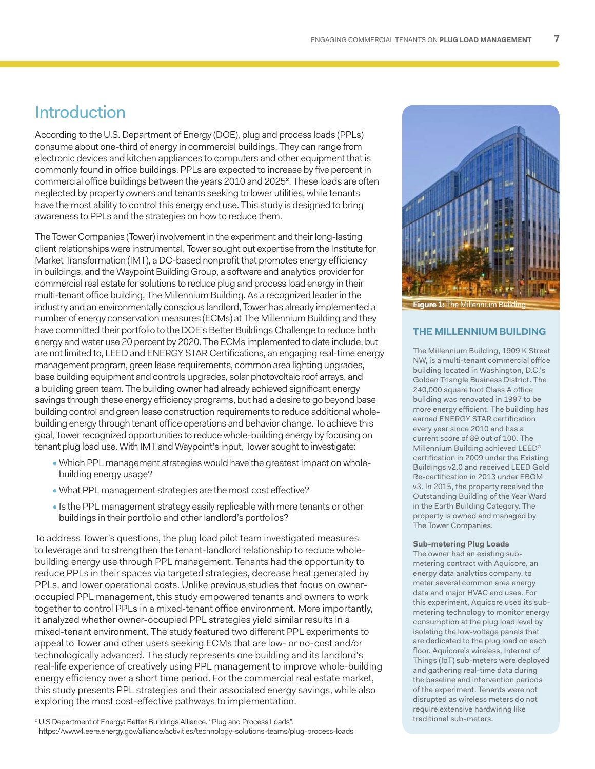# Introduction

According to the U.S. Department of Energy (DOE), plug and process loads (PPLs) consume about one-third of energy in commercial buildings. They can range from electronic devices and kitchen appliances to computers and other equipment that is commonly found in office buildings. PPLs are expected to increase by five percent in commercial office buildings between the years 2010 and 2025[2]. These loads are often neglected by property owners and tenants seeking to lower utilities, while tenants have the most ability to control this energy end use. This study is designed to bring awareness to PPLs and the strategies on how to reduce them.

The Tower Companies (Tower) involvement in the experiment and their long-lasting client relationships were instrumental. Tower sought out expertise from the Institute for Market Transformation (IMT), a DC-based nonprofit that promotes energy efficiency in buildings, and the Waypoint Building Group, a software and analytics provider for commercial real estate for solutions to reduce plug and process load energy in their multi-tenant office building, The Millennium Building. As a recognized leader in the industry and an environmentally conscious landlord, Tower has already implemented a number of energy conservation measures (ECMs) at The Millennium Building and they have committed their portfolio to the DOE's Better Buildings Challenge to reduce both energy and water use 20 percent by 2020. The ECMs implemented to date include, but are not limited to, LEED and ENERGY STAR Certifications, an engaging real-time energy management program, green lease requirements, common area lighting upgrades, base building equipment and controls upgrades, solar photovoltaic roof arrays, and a building green team. The building owner had already achieved significant energy savings through these energy efficiency programs, but had a desire to go beyond base building control and green lease construction requirements to reduce additional whole-building energy through tenant office operations and behavior change. To achieve this goal, Tower recognized opportunities to reduce whole-building energy by focusing on tenant plug load use. With IMT and Waypoint's input, Tower sought to investigate:

- Which PPL management strategies would have the greatest impact on whole-building energy usage?
- What PPL management strategies are the most cost effective?
- Is the PPL management strategy easily replicable with more tenants or other buildings in their portfolio and other landlord's portfolios?

To address Tower's questions, the plug load pilot team investigated measures to leverage and to strengthen the tenant-landlord relationship to reduce whole-building energy use through PPL management. Tenants had the opportunity to reduce PPLs in their spaces via targeted strategies, decrease heat generated by PPLs, and lower operational costs. Unlike previous studies that focus on owner-occupied PPL management, this study empowered tenants and owners to work together to control PPLs in a mixed-tenant office environment. More importantly, it analyzed whether owner-occupied PPL strategies yield similar results in a mixed-tenant environment. The study featured two different PPL experiments to appeal to Tower and other users seeking ECMs that are low- or no-cost and/or technologically advanced. The study represents one building and its landlord's real-life experience of creatively using PPL management to improve whole-building energy efficiency over a short time period. For the commercial real estate market, this study presents PPL strategies and their associated energy savings, while also exploring the most cost-effective pathways to implementation.

[2] U.S Department of Energy: Better Buildings Alliance. "Plug and Process Loads". https://www4.eere.energy.gov/alliance/activities/technology-solutions-teams/plug-process-loads

**Figure 1:** The Millennium Building

## THE MILLENNIUM BUILDING

The Millennium Building, 1909 K Street NW, is a multi-tenant commercial office building located in Washington, D.C.'s Golden Triangle Business District. The 240,000 square foot Class A office building was renovated in 1997 to be more energy efficient. The building has earned ENERGY STAR certification every year since 2010 and has a current score of 89 out of 100. The Millennium Building achieved LEED® certification in 2009 under the Existing Buildings v2.0 and received LEED Gold Re-certification in 2013 under EBOM v3. In 2015, the property received the Outstanding Building of the Year Ward in the Earth Building Category. The property is owned and managed by The Tower Companies.

### Sub-metering Plug Loads

The owner had an existing sub-metering contract with Aquicore, an energy data analytics company, to meter several common area energy data and major HVAC end uses. For this experiment, Aquicore used its sub-metering technology to monitor energy consumption at the plug load level by isolating the low-voltage panels that are dedicated to the plug load on each floor. Aquicore's wireless, Internet of Things (IoT) sub-meters were deployed and gathering real-time data during the baseline and intervention periods of the experiment. Tenants were not disrupted as wireless meters do not require extensive hardwiring like traditional sub-meters.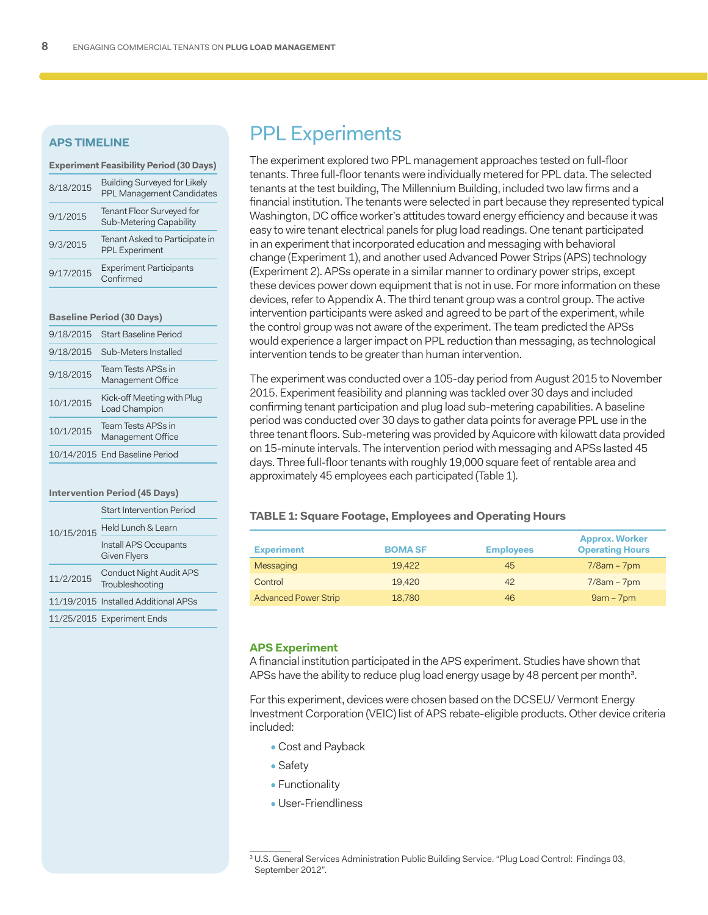## APS TIMELINE

**Experiment Feasibility Period (30 Days)**

| Date | Event |
|---|---|
| 8/18/2015 | Building Surveyed for Likely PPL Management Candidates |
| 9/1/2015 | Tenant Floor Surveyed for Sub-Metering Capability |
| 9/3/2015 | Tenant Asked to Participate in PPL Experiment |
| 9/17/2015 | Experiment Participants Confirmed |

**Baseline Period (30 Days)**

| Date | Event |
|---|---|
| 9/18/2015 | Start Baseline Period |
| 9/18/2015 | Sub-Meters Installed |
| 9/18/2015 | Team Tests APSs in Management Office |
| 10/1/2015 | Kick-off Meeting with Plug Load Champion |
| 10/1/2015 | Team Tests APSs in Management Office |
| 10/14/2015 | End Baseline Period |

**Intervention Period (45 Days)**

| Date | Event |
|---|---|
| 10/15/2015 | Start Intervention Period |
| | Held Lunch & Learn |
| | Install APS Occupants Given Flyers |
| 11/2/2015 | Conduct Night Audit APS Troubleshooting |
| 11/19/2015 | Installed Additional APSs |
| 11/25/2015 | Experiment Ends |

# PPL Experiments

The experiment explored two PPL management approaches tested on full-floor tenants. Three full-floor tenants were individually metered for PPL data. The selected tenants at the test building, The Millennium Building, included two law firms and a financial institution. The tenants were selected in part because they represented typical Washington, DC office worker's attitudes toward energy efficiency and because it was easy to wire tenant electrical panels for plug load readings. One tenant participated in an experiment that incorporated education and messaging with behavioral change (Experiment 1), and another used Advanced Power Strips (APS) technology (Experiment 2). APSs operate in a similar manner to ordinary power strips, except these devices power down equipment that is not in use. For more information on these devices, refer to Appendix A. The third tenant group was a control group. The active intervention participants were asked and agreed to be part of the experiment, while the control group was not aware of the experiment. The team predicted the APSs would experience a larger impact on PPL reduction than messaging, as technological intervention tends to be greater than human intervention.

The experiment was conducted over a 105-day period from August 2015 to November 2015. Experiment feasibility and planning was tackled over 30 days and included confirming tenant participation and plug load sub-metering capabilities. A baseline period was conducted over 30 days to gather data points for average PPL use in the three tenant floors. Sub-metering was provided by Aquicore with kilowatt data provided on 15-minute intervals. The intervention period with messaging and APSs lasted 45 days. Three full-floor tenants with roughly 19,000 square feet of rentable area and approximately 45 employees each participated (Table 1).

**TABLE 1: Square Footage, Employees and Operating Hours**

| Experiment | BOMA SF | Employees | Approx. Worker Operating Hours |
|---|---|---|---|
| Messaging | 19,422 | 45 | 7/8am – 7pm |
| Control | 19,420 | 42 | 7/8am – 7pm |
| Advanced Power Strip | 18,780 | 46 | 9am – 7pm |

### APS Experiment

A financial institution participated in the APS experiment. Studies have shown that APSs have the ability to reduce plug load energy usage by 48 percent per month[3].

For this experiment, devices were chosen based on the DCSEU/ Vermont Energy Investment Corporation (VEIC) list of APS rebate-eligible products. Other device criteria included:

- Cost and Payback
- Safety
- Functionality
- User-Friendliness

[3] U.S. General Services Administration Public Building Service. "Plug Load Control: Findings 03, September 2012".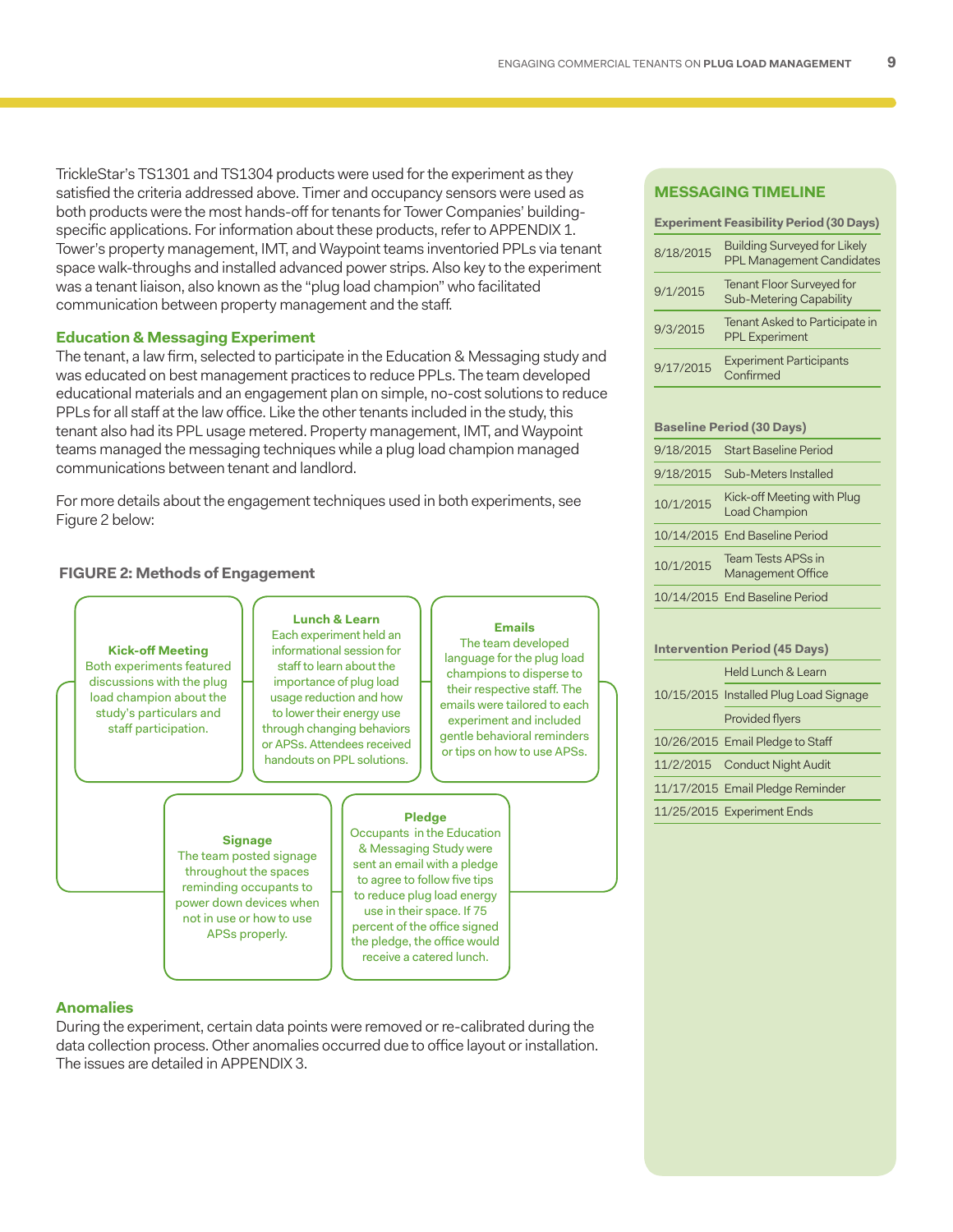TrickleStar's TS1301 and TS1304 products were used for the experiment as they satisfied the criteria addressed above. Timer and occupancy sensors were used as both products were the most hands-off for tenants for Tower Companies' building-specific applications. For information about these products, refer to APPENDIX 1. Tower's property management, IMT, and Waypoint teams inventoried PPLs via tenant space walk-throughs and installed advanced power strips. Also key to the experiment was a tenant liaison, also known as the "plug load champion" who facilitated communication between property management and the staff.

### Education & Messaging Experiment

The tenant, a law firm, selected to participate in the Education & Messaging study and was educated on best management practices to reduce PPLs. The team developed educational materials and an engagement plan on simple, no-cost solutions to reduce PPLs for all staff at the law office. Like the other tenants included in the study, this tenant also had its PPL usage metered. Property management, IMT, and Waypoint teams managed the messaging techniques while a plug load champion managed communications between tenant and landlord.

For more details about the engagement techniques used in both experiments, see Figure 2 below:

**FIGURE 2: Methods of Engagement**

**Kick-off Meeting**
Both experiments featured discussions with the plug load champion about the study's particulars and staff participation.

**Lunch & Learn**
Each experiment held an informational session for staff to learn about the importance of plug load usage reduction and how to lower their energy use through changing behaviors or APSs. Attendees received handouts on PPL solutions.

**Emails**
The team developed language for the plug load champions to disperse to their respective staff. The emails were tailored to each experiment and included gentle behavioral reminders or tips on how to use APSs.

**Signage**
The team posted signage throughout the spaces reminding occupants to power down devices when not in use or how to use APSs properly.

**Pledge**
Occupants in the Education & Messaging Study were sent an email with a pledge to agree to follow five tips to reduce plug load energy use in their space. If 75 percent of the office signed the pledge, the office would receive a catered lunch.

### Anomalies

During the experiment, certain data points were removed or re-calibrated during the data collection process. Other anomalies occurred due to office layout or installation. The issues are detailed in APPENDIX 3.

### MESSAGING TIMELINE

**Experiment Feasibility Period (30 Days)**

| Date | Activity |
|---|---|
| 8/18/2015 | Building Surveyed for Likely PPL Management Candidates |
| 9/1/2015 | Tenant Floor Surveyed for Sub-Metering Capability |
| 9/3/2015 | Tenant Asked to Participate in PPL Experiment |
| 9/17/2015 | Experiment Participants Confirmed |

**Baseline Period (30 Days)**

| Date | Activity |
|---|---|
| 9/18/2015 | Start Baseline Period |
| 9/18/2015 | Sub-Meters Installed |
| 10/1/2015 | Kick-off Meeting with Plug Load Champion |
| 10/14/2015 | End Baseline Period |
| 10/1/2015 | Team Tests APSs in Management Office |
| 10/14/2015 | End Baseline Period |

**Intervention Period (45 Days)**

| Date | Activity |
|---|---|
| | Held Lunch & Learn |
| 10/15/2015 | Installed Plug Load Signage |
| | Provided flyers |
| 10/26/2015 | Email Pledge to Staff |
| 11/2/2015 | Conduct Night Audit |
| 11/17/2015 | Email Pledge Reminder |
| 11/25/2015 | Experiment Ends |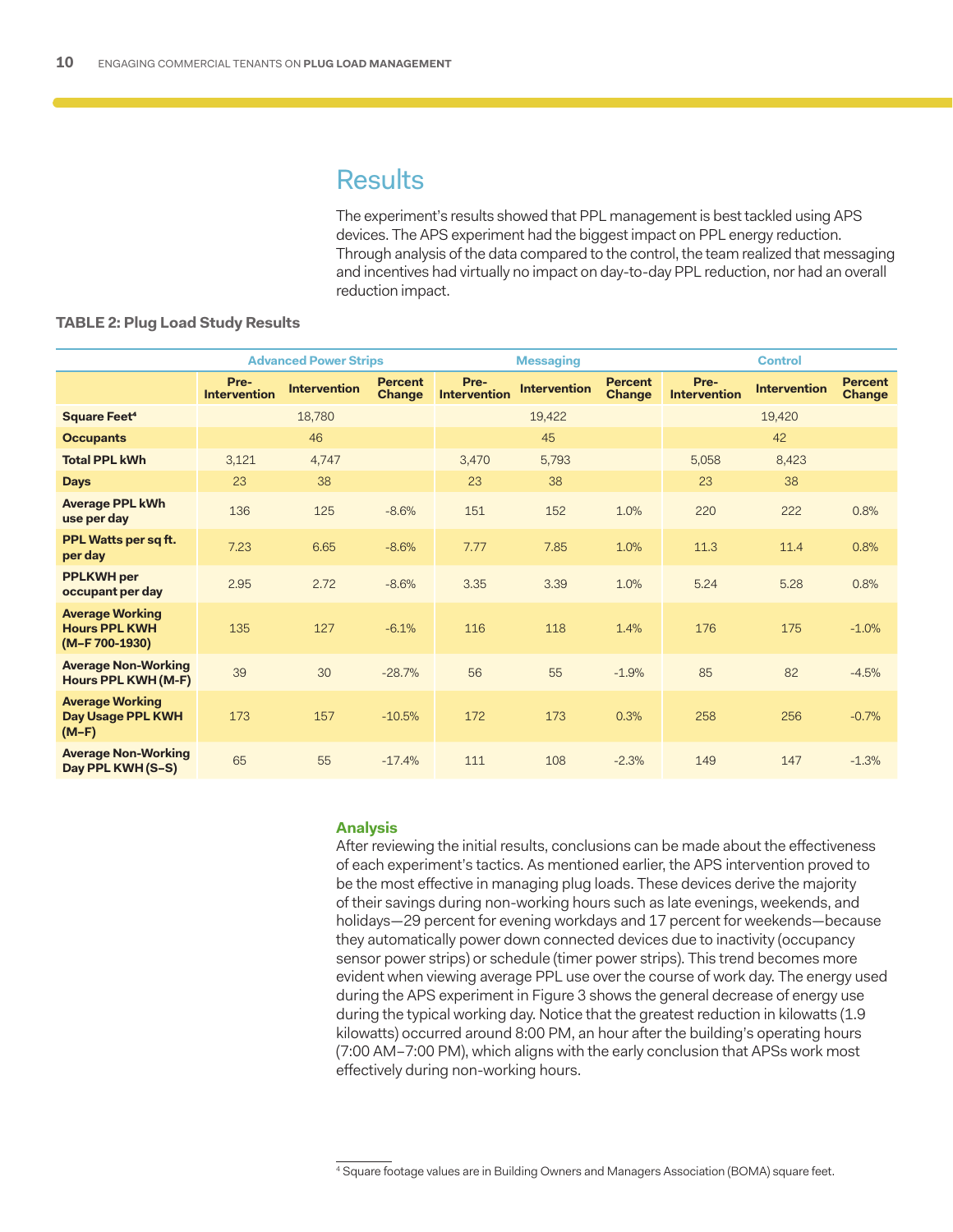# Results

The experiment's results showed that PPL management is best tackled using APS devices. The APS experiment had the biggest impact on PPL energy reduction. Through analysis of the data compared to the control, the team realized that messaging and incentives had virtually no impact on day-to-day PPL reduction, nor had an overall reduction impact.

**TABLE 2: Plug Load Study Results**

| | Advanced Power Strips | | | Messaging | | | Control | | |
|---|---|---|---|---|---|---|---|---|---|
| | Pre-Intervention | Intervention | Percent Change | Pre-Intervention | Intervention | Percent Change | Pre-Intervention | Intervention | Percent Change |
| **Square Feet**[4] | 18,780 | | | 19,422 | | | 19,420 | | |
| **Occupants** | 46 | | | 45 | | | 42 | | |
| **Total PPL kWh** | 3,121 | 4,747 | | 3,470 | 5,793 | | 5,058 | 8,423 | |
| **Days** | 23 | 38 | | 23 | 38 | | 23 | 38 | |
| **Average PPL kWh use per day** | 136 | 125 | -8.6% | 151 | 152 | 1.0% | 220 | 222 | 0.8% |
| **PPL Watts per sq ft. per day** | 7.23 | 6.65 | -8.6% | 7.77 | 7.85 | 1.0% | 11.3 | 11.4 | 0.8% |
| **PPLKWH per occupant per day** | 2.95 | 2.72 | -8.6% | 3.35 | 3.39 | 1.0% | 5.24 | 5.28 | 0.8% |
| **Average Working Hours PPL KWH (M–F 700-1930)** | 135 | 127 | -6.1% | 116 | 118 | 1.4% | 176 | 175 | -1.0% |
| **Average Non-Working Hours PPL KWH (M-F)** | 39 | 30 | -28.7% | 56 | 55 | -1.9% | 85 | 82 | -4.5% |
| **Average Working Day Usage PPL KWH (M–F)** | 173 | 157 | -10.5% | 172 | 173 | 0.3% | 258 | 256 | -0.7% |
| **Average Non-Working Day PPL KWH (S–S)** | 65 | 55 | -17.4% | 111 | 108 | -2.3% | 149 | 147 | -1.3% |

### Analysis

After reviewing the initial results, conclusions can be made about the effectiveness of each experiment's tactics. As mentioned earlier, the APS intervention proved to be the most effective in managing plug loads. These devices derive the majority of their savings during non-working hours such as late evenings, weekends, and holidays—29 percent for evening workdays and 17 percent for weekends—because they automatically power down connected devices due to inactivity (occupancy sensor power strips) or schedule (timer power strips). This trend becomes more evident when viewing average PPL use over the course of work day. The energy used during the APS experiment in Figure 3 shows the general decrease of energy use during the typical working day. Notice that the greatest reduction in kilowatts (1.9 kilowatts) occurred around 8:00 PM, an hour after the building's operating hours (7:00 AM–7:00 PM), which aligns with the early conclusion that APSs work most effectively during non-working hours.

[4] Square footage values are in Building Owners and Managers Association (BOMA) square feet.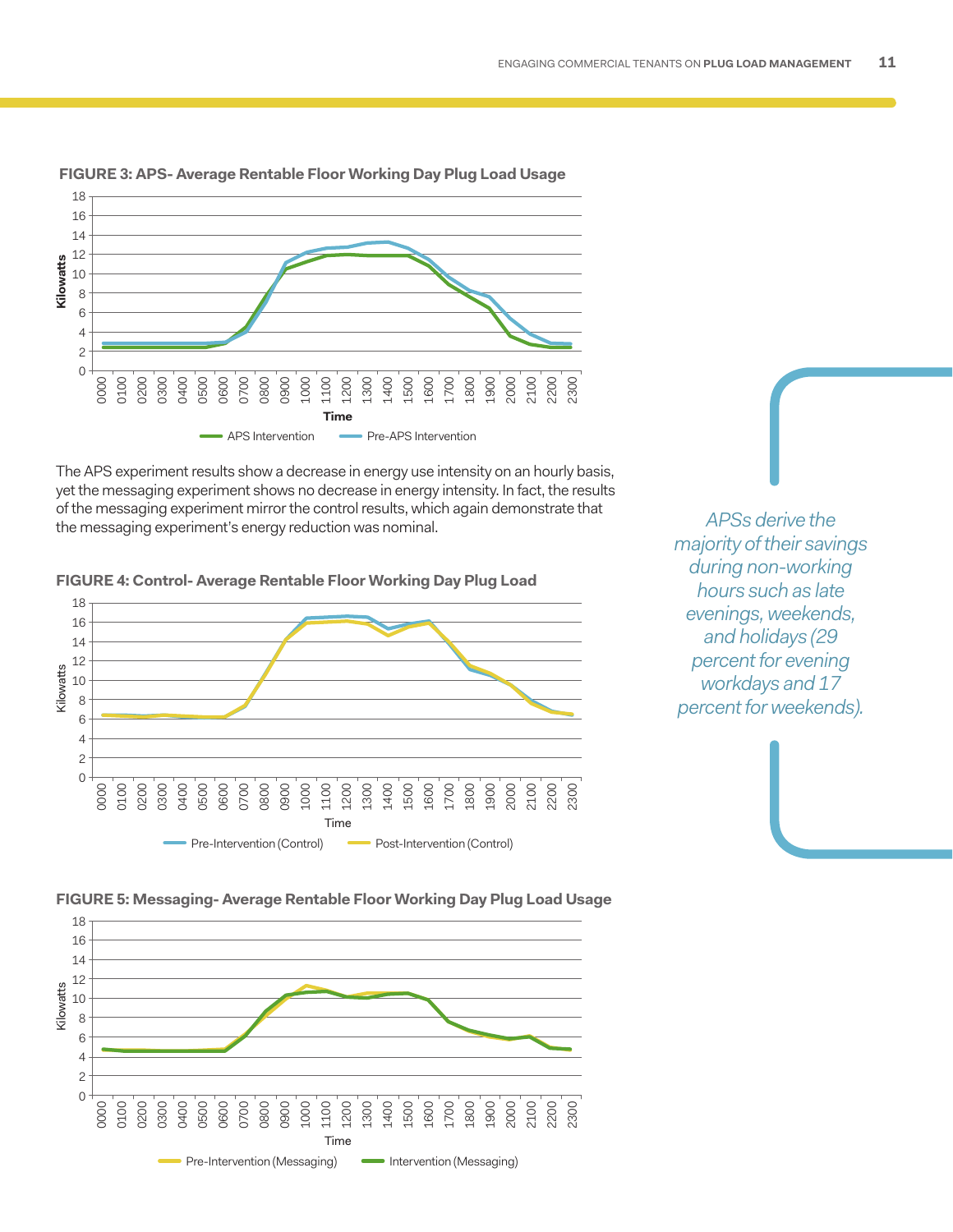**FIGURE 3: APS- Average Rentable Floor Working Day Plug Load Usage**

The APS experiment results show a decrease in energy use intensity on an hourly basis, yet the messaging experiment shows no decrease in energy intensity. In fact, the results of the messaging experiment mirror the control results, which again demonstrate that the messaging experiment's energy reduction was nominal.

*APSs derive the majority of their savings during non-working hours such as late evenings, weekends, and holidays (29 percent for evening workdays and 17 percent for weekends).*

**FIGURE 4: Control- Average Rentable Floor Working Day Plug Load**

**FIGURE 5: Messaging- Average Rentable Floor Working Day Plug Load Usage**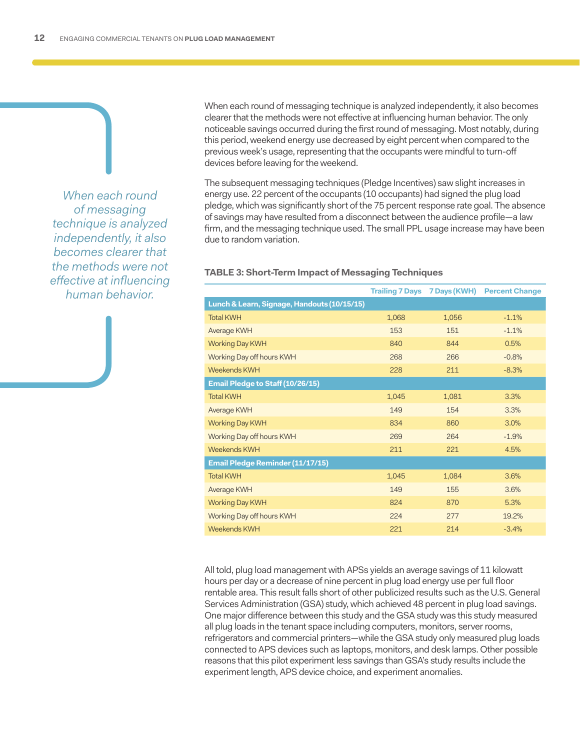*When each round of messaging technique is analyzed independently, it also becomes clearer that the methods were not effective at influencing human behavior.*

When each round of messaging technique is analyzed independently, it also becomes clearer that the methods were not effective at influencing human behavior. The only noticeable savings occurred during the first round of messaging. Most notably, during this period, weekend energy use decreased by eight percent when compared to the previous week's usage, representing that the occupants were mindful to turn-off devices before leaving for the weekend.

The subsequent messaging techniques (Pledge Incentives) saw slight increases in energy use. 22 percent of the occupants (10 occupants) had signed the plug load pledge, which was significantly short of the 75 percent response rate goal. The absence of savings may have resulted from a disconnect between the audience profile—a law firm, and the messaging technique used. The small PPL usage increase may have been due to random variation.

**TABLE 3: Short-Term Impact of Messaging Techniques**

| | Trailing 7 Days | 7 Days (KWH) | Percent Change |
|---|---|---|---|
| **Lunch & Learn, Signage, Handouts (10/15/15)** | | | |
| Total KWH | 1,068 | 1,056 | -1.1% |
| Average KWH | 153 | 151 | -1.1% |
| Working Day KWH | 840 | 844 | 0.5% |
| Working Day off hours KWH | 268 | 266 | -0.8% |
| Weekends KWH | 228 | 211 | -8.3% |
| **Email Pledge to Staff (10/26/15)** | | | |
| Total KWH | 1,045 | 1,081 | 3.3% |
| Average KWH | 149 | 154 | 3.3% |
| Working Day KWH | 834 | 860 | 3.0% |
| Working Day off hours KWH | 269 | 264 | -1.9% |
| Weekends KWH | 211 | 221 | 4.5% |
| **Email Pledge Reminder (11/17/15)** | | | |
| Total KWH | 1,045 | 1,084 | 3.6% |
| Average KWH | 149 | 155 | 3.6% |
| Working Day KWH | 824 | 870 | 5.3% |
| Working Day off hours KWH | 224 | 277 | 19.2% |
| Weekends KWH | 221 | 214 | -3.4% |

All told, plug load management with APSs yields an average savings of 11 kilowatt hours per day or a decrease of nine percent in plug load energy use per full floor rentable area. This result falls short of other publicized results such as the U.S. General Services Administration (GSA) study, which achieved 48 percent in plug load savings. One major difference between this study and the GSA study was this study measured all plug loads in the tenant space including computers, monitors, server rooms, refrigerators and commercial printers—while the GSA study only measured plug loads connected to APS devices such as laptops, monitors, and desk lamps. Other possible reasons that this pilot experiment less savings than GSA's study results include the experiment length, APS device choice, and experiment anomalies.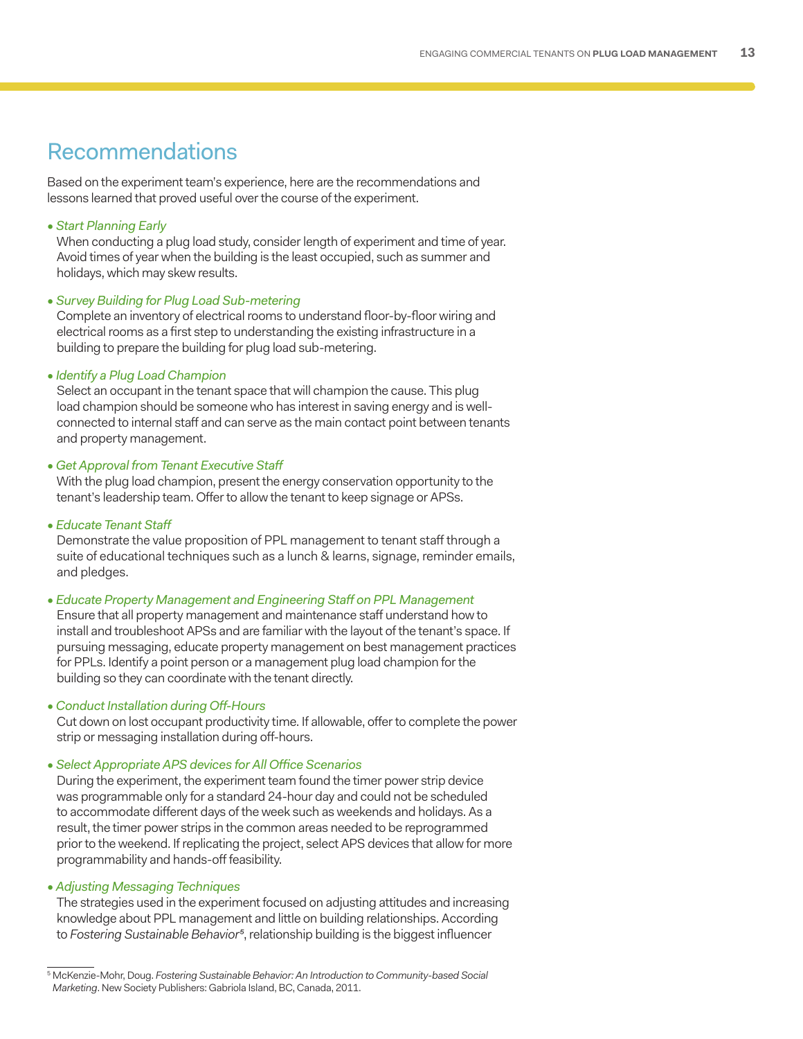# Recommendations

Based on the experiment team's experience, here are the recommendations and lessons learned that proved useful over the course of the experiment.

- *Start Planning Early*
  When conducting a plug load study, consider length of experiment and time of year. Avoid times of year when the building is the least occupied, such as summer and holidays, which may skew results.

- *Survey Building for Plug Load Sub-metering*
  Complete an inventory of electrical rooms to understand floor-by-floor wiring and electrical rooms as a first step to understanding the existing infrastructure in a building to prepare the building for plug load sub-metering.

- *Identify a Plug Load Champion*
  Select an occupant in the tenant space that will champion the cause. This plug load champion should be someone who has interest in saving energy and is well-connected to internal staff and can serve as the main contact point between tenants and property management.

- *Get Approval from Tenant Executive Staff*
  With the plug load champion, present the energy conservation opportunity to the tenant's leadership team. Offer to allow the tenant to keep signage or APSs.

- *Educate Tenant Staff*
  Demonstrate the value proposition of PPL management to tenant staff through a suite of educational techniques such as a lunch & learns, signage, reminder emails, and pledges.

- *Educate Property Management and Engineering Staff on PPL Management*
  Ensure that all property management and maintenance staff understand how to install and troubleshoot APSs and are familiar with the layout of the tenant's space. If pursuing messaging, educate property management on best management practices for PPLs. Identify a point person or a management plug load champion for the building so they can coordinate with the tenant directly.

- *Conduct Installation during Off-Hours*
  Cut down on lost occupant productivity time. If allowable, offer to complete the power strip or messaging installation during off-hours.

- *Select Appropriate APS devices for All Office Scenarios*
  During the experiment, the experiment team found the timer power strip device was programmable only for a standard 24-hour day and could not be scheduled to accommodate different days of the week such as weekends and holidays. As a result, the timer power strips in the common areas needed to be reprogrammed prior to the weekend. If replicating the project, select APS devices that allow for more programmability and hands-off feasibility.

- *Adjusting Messaging Techniques*
  The strategies used in the experiment focused on adjusting attitudes and increasing knowledge about PPL management and little on building relationships. According to *Fostering Sustainable Behavior*[5], relationship building is the biggest influencer

[5] McKenzie-Mohr, Doug. *Fostering Sustainable Behavior: An Introduction to Community-based Social Marketing*. New Society Publishers: Gabriola Island, BC, Canada, 2011.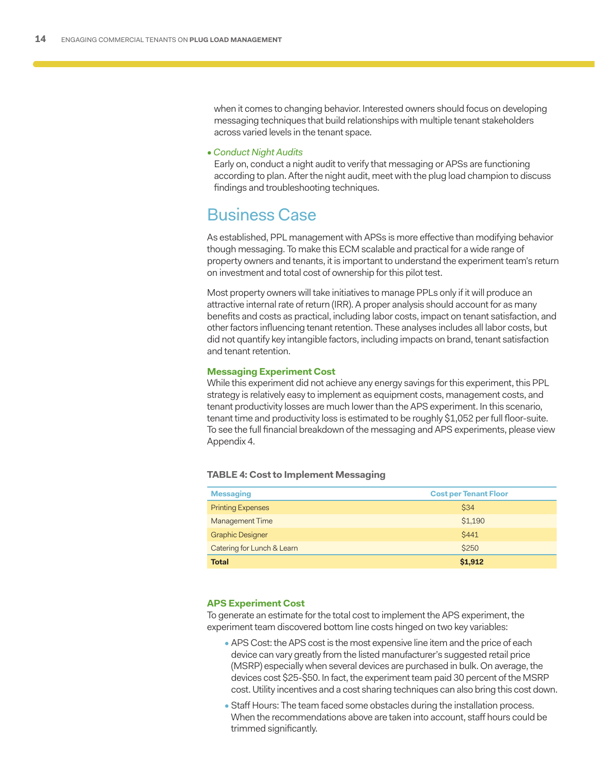when it comes to changing behavior. Interested owners should focus on developing messaging techniques that build relationships with multiple tenant stakeholders across varied levels in the tenant space.

- *Conduct Night Audits*
  Early on, conduct a night audit to verify that messaging or APSs are functioning according to plan. After the night audit, meet with the plug load champion to discuss findings and troubleshooting techniques.

## Business Case

As established, PPL management with APSs is more effective than modifying behavior though messaging. To make this ECM scalable and practical for a wide range of property owners and tenants, it is important to understand the experiment team's return on investment and total cost of ownership for this pilot test.

Most property owners will take initiatives to manage PPLs only if it will produce an attractive internal rate of return (IRR). A proper analysis should account for as many benefits and costs as practical, including labor costs, impact on tenant satisfaction, and other factors influencing tenant retention. These analyses includes all labor costs, but did not quantify key intangible factors, including impacts on brand, tenant satisfaction and tenant retention.

### Messaging Experiment Cost

While this experiment did not achieve any energy savings for this experiment, this PPL strategy is relatively easy to implement as equipment costs, management costs, and tenant productivity losses are much lower than the APS experiment. In this scenario, tenant time and productivity loss is estimated to be roughly $1,052 per full floor-suite. To see the full financial breakdown of the messaging and APS experiments, please view Appendix 4.

**TABLE 4: Cost to Implement Messaging**

| Messaging | Cost per Tenant Floor |
|---|---|
| Printing Expenses | $34 |
| Management Time | $1,190 |
| Graphic Designer | $441 |
| Catering for Lunch & Learn | $250 |
| **Total** | **$1,912** |

### APS Experiment Cost

To generate an estimate for the total cost to implement the APS experiment, the experiment team discovered bottom line costs hinged on two key variables:

- APS Cost: the APS cost is the most expensive line item and the price of each device can vary greatly from the listed manufacturer's suggested retail price (MSRP) especially when several devices are purchased in bulk. On average, the devices cost $25-$50. In fact, the experiment team paid 30 percent of the MSRP cost. Utility incentives and a cost sharing techniques can also bring this cost down.
- Staff Hours: The team faced some obstacles during the installation process. When the recommendations above are taken into account, staff hours could be trimmed significantly.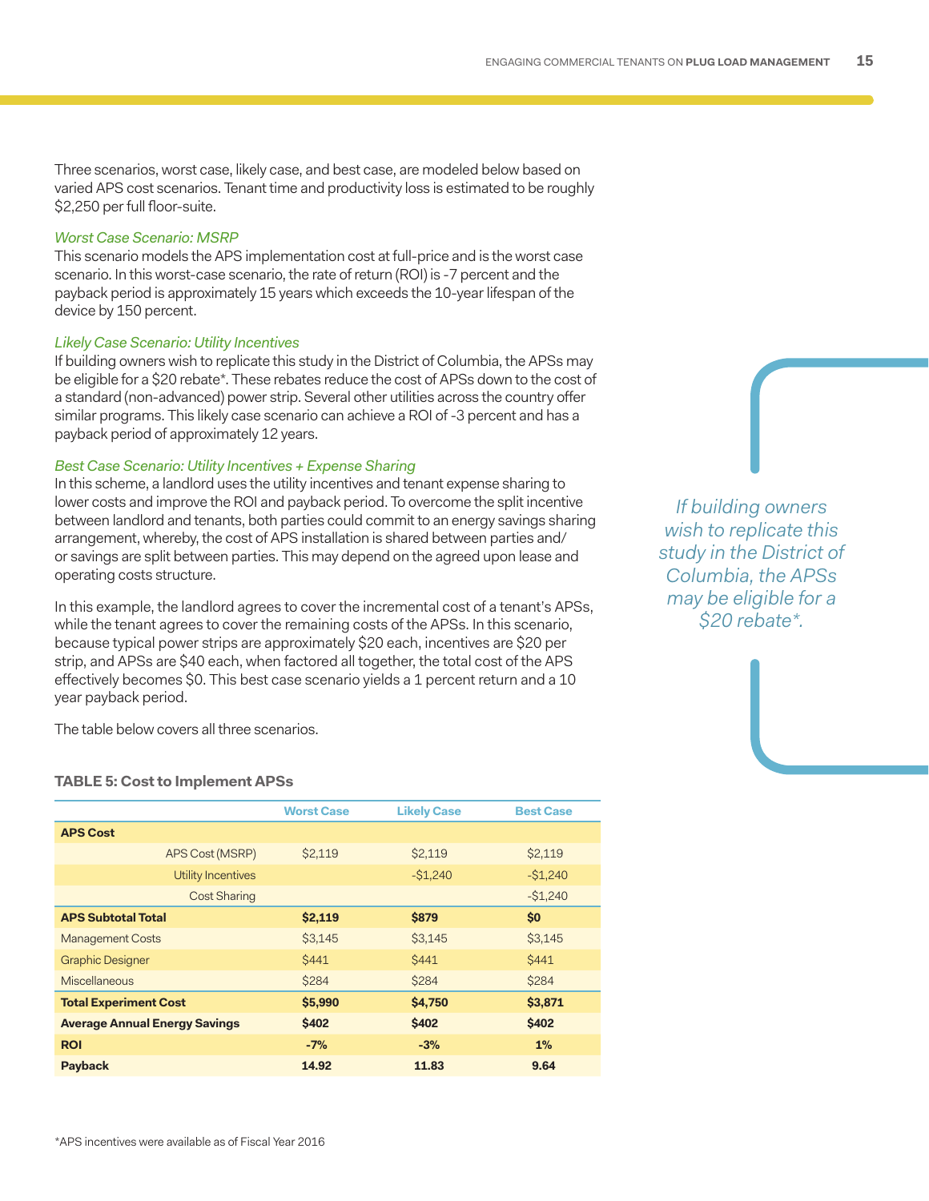Three scenarios, worst case, likely case, and best case, are modeled below based on varied APS cost scenarios. Tenant time and productivity loss is estimated to be roughly $2,250 per full floor-suite.

*Worst Case Scenario: MSRP*

This scenario models the APS implementation cost at full-price and is the worst case scenario. In this worst-case scenario, the rate of return (ROI) is -7 percent and the payback period is approximately 15 years which exceeds the 10-year lifespan of the device by 150 percent.

*Likely Case Scenario: Utility Incentives*

If building owners wish to replicate this study in the District of Columbia, the APSs may be eligible for a $20 rebate*. These rebates reduce the cost of APSs down to the cost of a standard (non-advanced) power strip. Several other utilities across the country offer similar programs. This likely case scenario can achieve a ROI of -3 percent and has a payback period of approximately 12 years.

*Best Case Scenario: Utility Incentives + Expense Sharing*

In this scheme, a landlord uses the utility incentives and tenant expense sharing to lower costs and improve the ROI and payback period. To overcome the split incentive between landlord and tenants, both parties could commit to an energy savings sharing arrangement, whereby, the cost of APS installation is shared between parties and/or savings are split between parties. This may depend on the agreed upon lease and operating costs structure.

In this example, the landlord agrees to cover the incremental cost of a tenant's APSs, while the tenant agrees to cover the remaining costs of the APSs. In this scenario, because typical power strips are approximately $20 each, incentives are $20 per strip, and APSs are $40 each, when factored all together, the total cost of the APS effectively becomes $0. This best case scenario yields a 1 percent return and a 10 year payback period.

The table below covers all three scenarios.

*If building owners wish to replicate this study in the District of Columbia, the APSs may be eligible for a $20 rebate*.*

**TABLE 5: Cost to Implement APSs**

| | Worst Case | Likely Case | Best Case |
|---|---|---|---|
| **APS Cost** | | | |
| APS Cost (MSRP) | $2,119 | $2,119 | $2,119 |
| Utility Incentives | | -$1,240 | -$1,240 |
| Cost Sharing | | | -$1,240 |
| **APS Subtotal Total** | **$2,119** | **$879** | **$0** |
| Management Costs | $3,145 | $3,145 | $3,145 |
| Graphic Designer | $441 | $441 | $441 |
| Miscellaneous | $284 | $284 | $284 |
| **Total Experiment Cost** | **$5,990** | **$4,750** | **$3,871** |
| **Average Annual Energy Savings** | **$402** | **$402** | **$402** |
| **ROI** | **-7%** | **-3%** | **1%** |
| **Payback** | **14.92** | **11.83** | **9.64** |

*APS incentives were available as of Fiscal Year 2016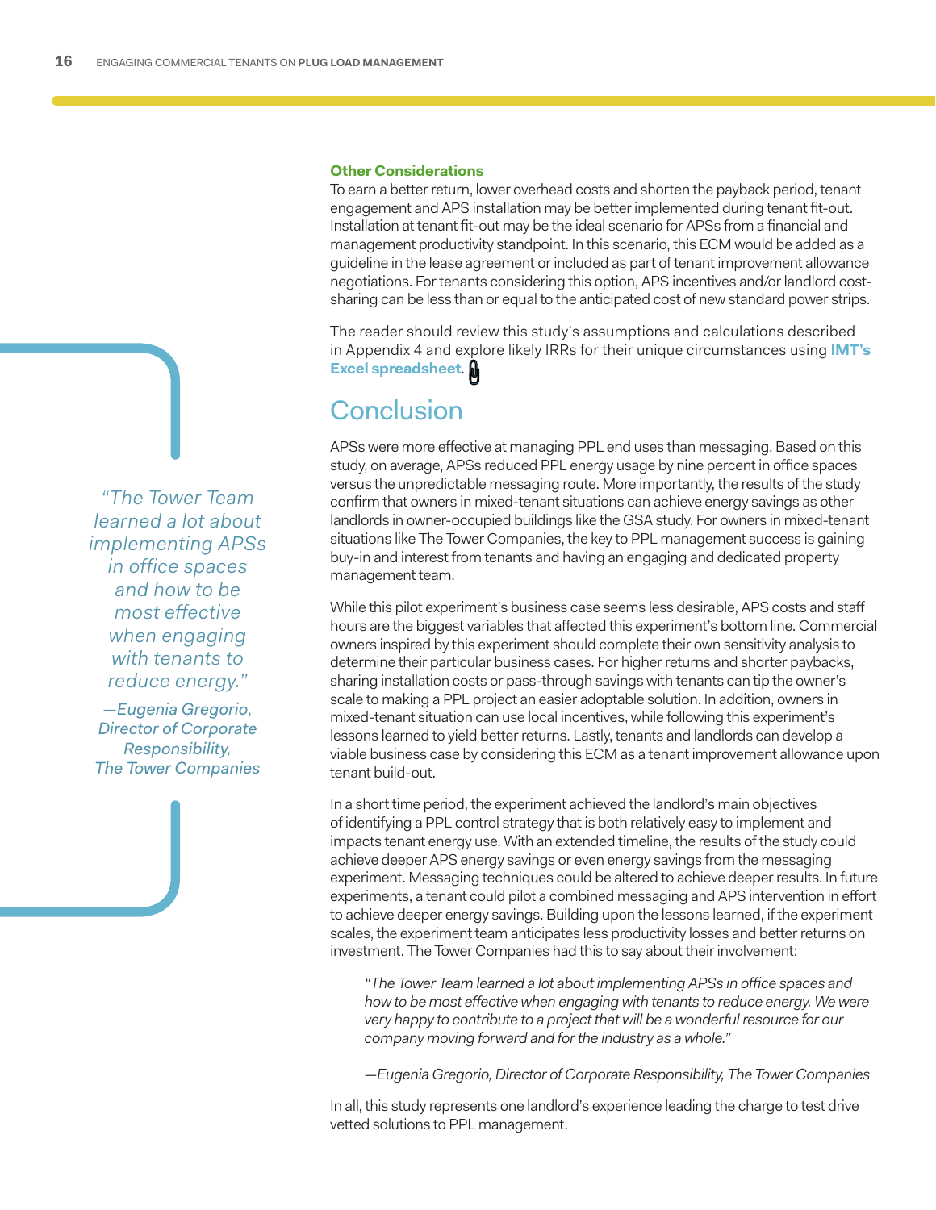### Other Considerations

To earn a better return, lower overhead costs and shorten the payback period, tenant engagement and APS installation may be better implemented during tenant fit-out. Installation at tenant fit-out may be the ideal scenario for APSs from a financial and management productivity standpoint. In this scenario, this ECM would be added as a guideline in the lease agreement or included as part of tenant improvement allowance negotiations. For tenants considering this option, APS incentives and/or landlord cost-sharing can be less than or equal to the anticipated cost of new standard power strips.

The reader should review this study's assumptions and calculations described in Appendix 4 and explore likely IRRs for their unique circumstances using **IMT's Excel spreadsheet.**

## Conclusion

> *"The Tower Team learned a lot about implementing APSs in office spaces and how to be most effective when engaging with tenants to reduce energy."*
>
> *—Eugenia Gregorio, Director of Corporate Responsibility, The Tower Companies*

APSs were more effective at managing PPL end uses than messaging. Based on this study, on average, APSs reduced PPL energy usage by nine percent in office spaces versus the unpredictable messaging route. More importantly, the results of the study confirm that owners in mixed-tenant situations can achieve energy savings as other landlords in owner-occupied buildings like the GSA study. For owners in mixed-tenant situations like The Tower Companies, the key to PPL management success is gaining buy-in and interest from tenants and having an engaging and dedicated property management team.

While this pilot experiment's business case seems less desirable, APS costs and staff hours are the biggest variables that affected this experiment's bottom line. Commercial owners inspired by this experiment should complete their own sensitivity analysis to determine their particular business cases. For higher returns and shorter paybacks, sharing installation costs or pass-through savings with tenants can tip the owner's scale to making a PPL project an easier adoptable solution. In addition, owners in mixed-tenant situation can use local incentives, while following this experiment's lessons learned to yield better returns. Lastly, tenants and landlords can develop a viable business case by considering this ECM as a tenant improvement allowance upon tenant build-out.

In a short time period, the experiment achieved the landlord's main objectives of identifying a PPL control strategy that is both relatively easy to implement and impacts tenant energy use. With an extended timeline, the results of the study could achieve deeper APS energy savings or even energy savings from the messaging experiment. Messaging techniques could be altered to achieve deeper results. In future experiments, a tenant could pilot a combined messaging and APS intervention in effort to achieve deeper energy savings. Building upon the lessons learned, if the experiment scales, the experiment team anticipates less productivity losses and better returns on investment. The Tower Companies had this to say about their involvement:

> *"The Tower Team learned a lot about implementing APSs in office spaces and how to be most effective when engaging with tenants to reduce energy. We were very happy to contribute to a project that will be a wonderful resource for our company moving forward and for the industry as a whole."*
>
> *—Eugenia Gregorio, Director of Corporate Responsibility, The Tower Companies*

In all, this study represents one landlord's experience leading the charge to test drive vetted solutions to PPL management.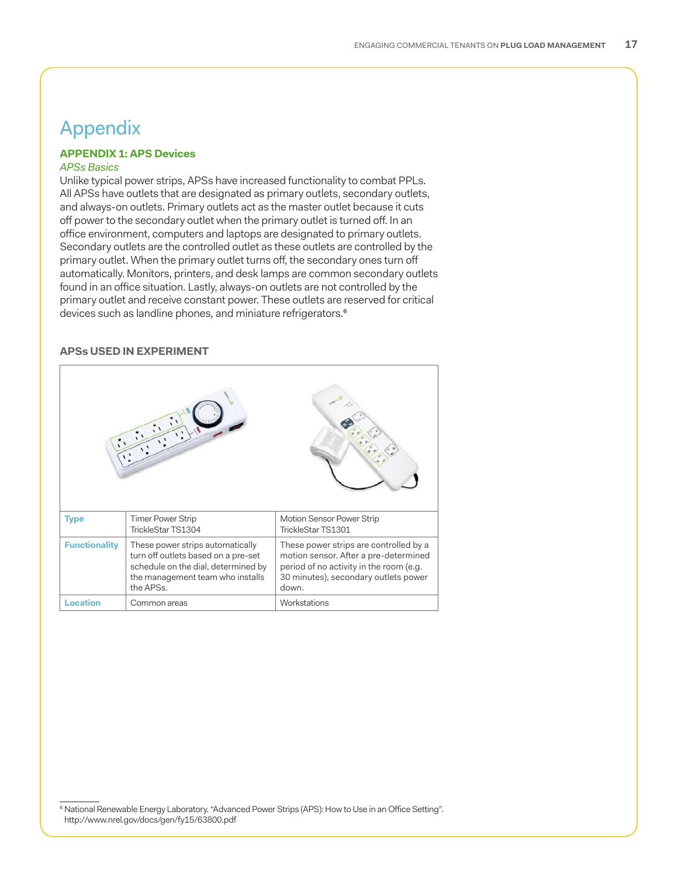# Appendix

## APPENDIX 1: APS Devices

*APSs Basics*

Unlike typical power strips, APSs have increased functionality to combat PPLs. All APSs have outlets that are designated as primary outlets, secondary outlets, and always-on outlets. Primary outlets act as the master outlet because it cuts off power to the secondary outlet when the primary outlet is turned off. In an office environment, computers and laptops are designated to primary outlets. Secondary outlets are the controlled outlet as these outlets are controlled by the primary outlet. When the primary outlet turns off, the secondary ones turn off automatically. Monitors, printers, and desk lamps are common secondary outlets found in an office situation. Lastly, always-on outlets are not controlled by the primary outlet and receive constant power. These outlets are reserved for critical devices such as landline phones, and miniature refrigerators.[6]

### APSs USED IN EXPERIMENT

| | | |
|---|---|---|
| **Type** | Timer Power Strip TrickleStar TS1304 | Motion Sensor Power Strip TrickleStar TS1301 |
| **Functionality** | These power strips automatically turn off outlets based on a pre-set schedule on the dial, determined by the management team who installs the APSs. | These power strips are controlled by a motion sensor. After a pre-determined period of no activity in the room (e.g. 30 minutes), secondary outlets power down. |
| **Location** | Common areas | Workstations |

[6] National Renewable Energy Laboratory. "Advanced Power Strips (APS): How to Use in an Office Setting". http://www.nrel.gov/docs/gen/fy15/63800.pdf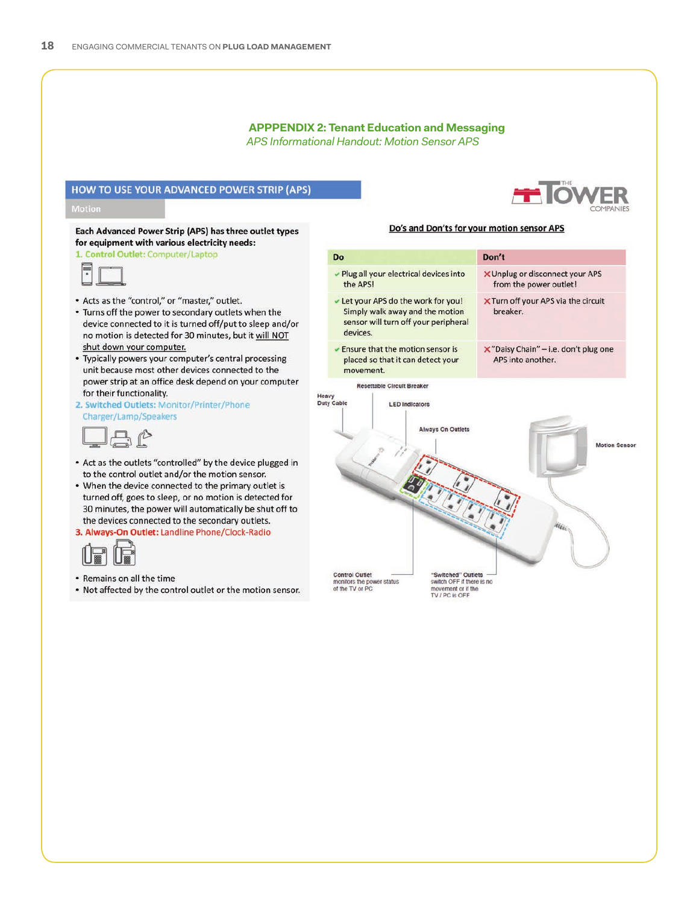## APPPENDIX 2: Tenant Education and Messaging

*APS Informational Handout: Motion Sensor APS*

### HOW TO USE YOUR ADVANCED POWER STRIP (APS)

Motion

THE TOWER COMPANIES

**Each Advanced Power Strip (APS) has three outlet types for equipment with various electricity needs:**

**1. Control Outlet:** Computer/Laptop

- Acts as the "control," or "master," outlet.
- Turns off the power to secondary outlets when the device connected to it is turned off/put to sleep and/or no motion is detected for 30 minutes, but it will NOT shut down your computer.
- Typically powers your computer's central processing unit because most other devices connected to the power strip at an office desk depend on your computer for their functionality.

**2. Switched Outlets:** Monitor/Printer/Phone Charger/Lamp/Speakers

- Act as the outlets "controlled" by the device plugged in to the control outlet and/or the motion sensor.
- When the device connected to the primary outlet is turned off, goes to sleep, or no motion is detected for 30 minutes, the power will automatically be shut off to the devices connected to the secondary outlets.

**3. Always-On Outlet:** Landline Phone/Clock-Radio

- Remains on all the time
- Not affected by the control outlet or the motion sensor.

**Do's and Don'ts for your motion sensor APS**

| Do | Don't |
|---|---|
| ✔ Plug all your electrical devices into the APS! | ✘ Unplug or disconnect your APS from the power outlet! |
| ✔ Let your APS do the work for you! Simply walk away and the motion sensor will turn off your peripheral devices. | ✘ Turn off your APS via the circuit breaker. |
| ✔ Ensure that the motion sensor is placed so that it can detect your movement. | ✘ "Daisy Chain" – i.e. don't plug one APS into another. |

Resettable Circuit Breaker

Heavy Duty Cable

LED Indicators

Always On Outlets

Motion Sensor

Control Outlet monitors the power status of the TV or PC

"Switched" Outlets switch OFF if there is no movement or if the TV / PC is OFF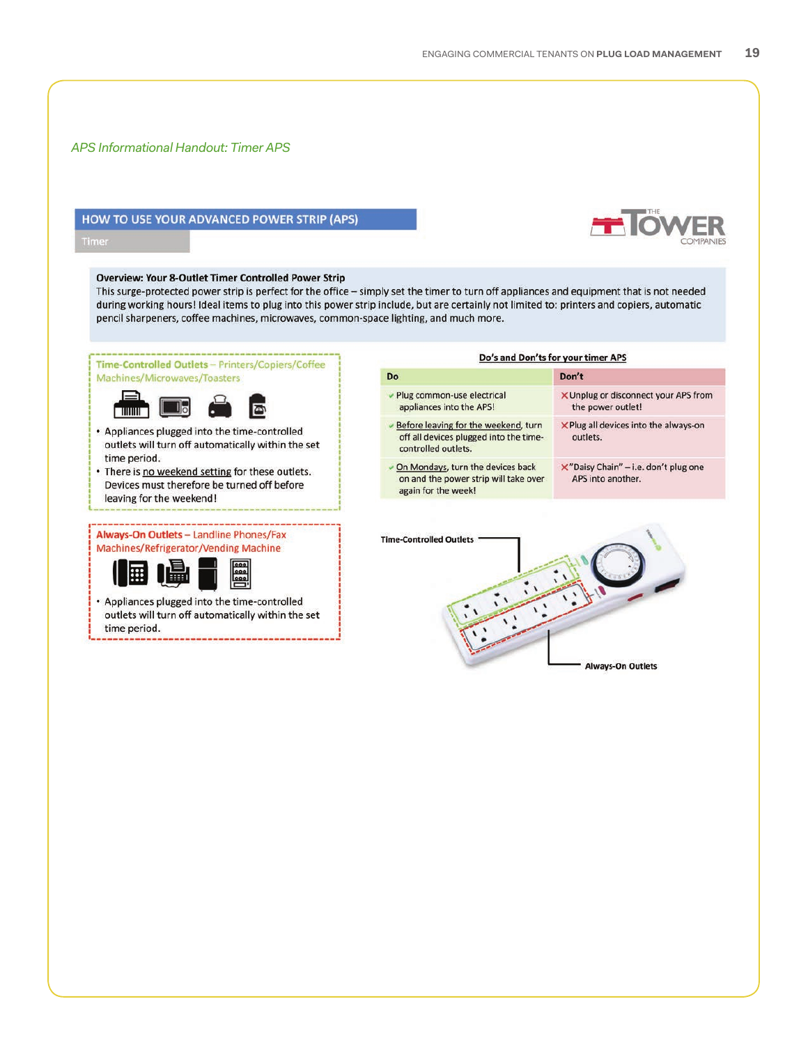*APS Informational Handout: Timer APS*

## HOW TO USE YOUR ADVANCED POWER STRIP (APS)

Timer

THE TOWER COMPANIES

**Overview: Your 8-Outlet Timer Controlled Power Strip**
This surge-protected power strip is perfect for the office – simply set the timer to turn off appliances and equipment that is not needed during working hours! Ideal items to plug into this power strip include, but are certainly not limited to: printers and copiers, automatic pencil sharpeners, coffee machines, microwaves, common-space lighting, and much more.

**Time-Controlled Outlets** – Printers/Copiers/Coffee Machines/Microwaves/Toasters

- Appliances plugged into the time-controlled outlets will turn off automatically within the set time period.
- There is no weekend setting for these outlets. Devices must therefore be turned off before leaving for the weekend!

**Always-On Outlets** – Landline Phones/Fax Machines/Refrigerator/Vending Machine

- Appliances plugged into the time-controlled outlets will turn off automatically within the set time period.

**Do's and Don'ts for your timer APS**

| Do | Don't |
|---|---|
| ✔ Plug common-use electrical appliances into the APS! | ✘ Unplug or disconnect your APS from the power outlet! |
| ✔ Before leaving for the weekend, turn off all devices plugged into the time-controlled outlets. | ✘ Plug all devices into the always-on outlets. |
| ✔ On Mondays, turn the devices back on and the power strip will take over again for the week! | ✘ "Daisy Chain" – i.e. don't plug one APS into another. |

Time-Controlled Outlets

Always-On Outlets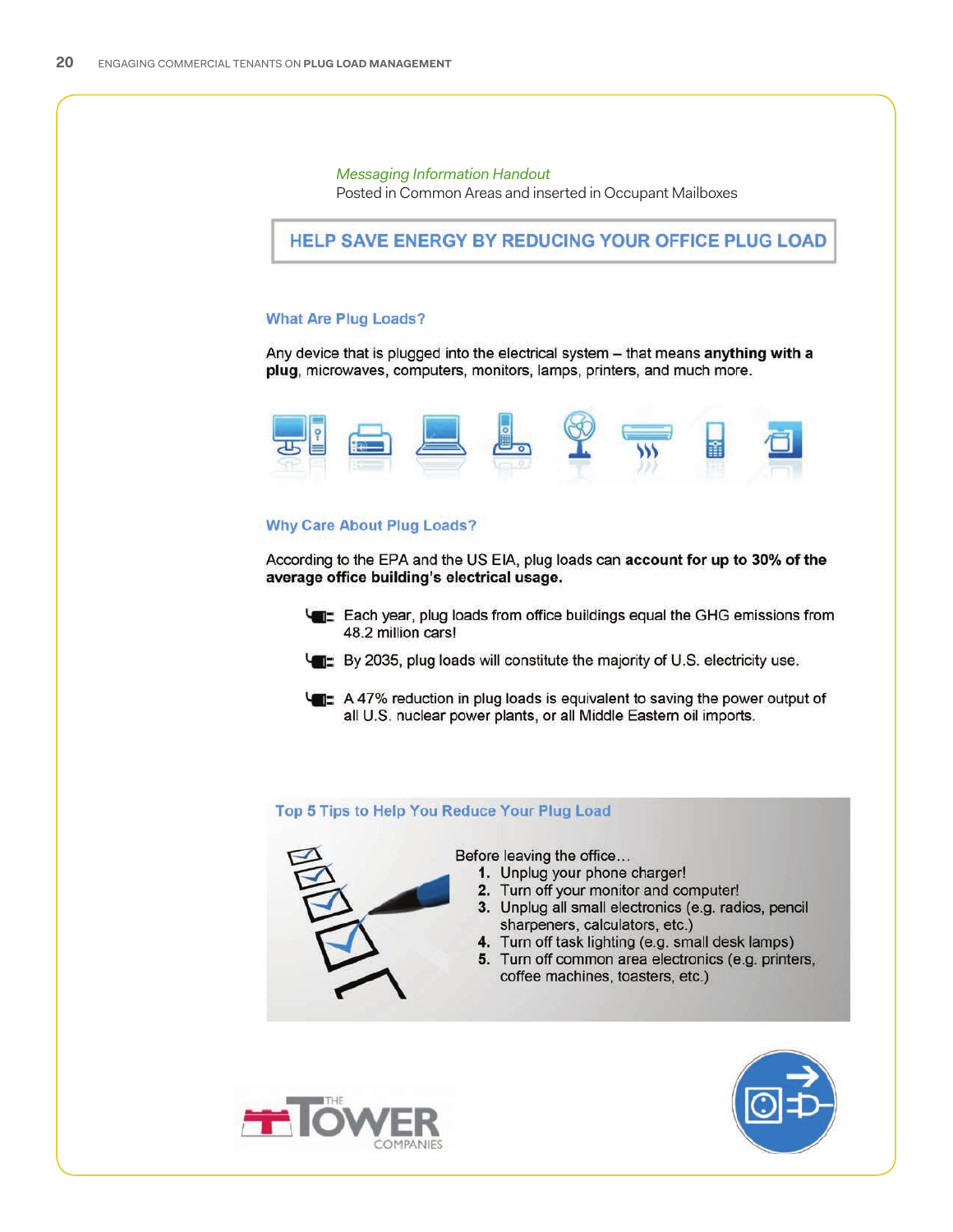*Messaging Information Handout*
Posted in Common Areas and inserted in Occupant Mailboxes

## HELP SAVE ENERGY BY REDUCING YOUR OFFICE PLUG LOAD

### What Are Plug Loads?

Any device that is plugged into the electrical system – that means **anything with a plug**, microwaves, computers, monitors, lamps, printers, and much more.

### Why Care About Plug Loads?

According to the EPA and the US EIA, plug loads can **account for up to 30% of the average office building's electrical usage.**

- Each year, plug loads from office buildings equal the GHG emissions from 48.2 million cars!
- By 2035, plug loads will constitute the majority of U.S. electricity use.
- A 47% reduction in plug loads is equivalent to saving the power output of all U.S. nuclear power plants, or all Middle Eastern oil imports.

### Top 5 Tips to Help You Reduce Your Plug Load

Before leaving the office…

1. Unplug your phone charger!
2. Turn off your monitor and computer!
3. Unplug all small electronics (e.g. radios, pencil sharpeners, calculators, etc.)
4. Turn off task lighting (e.g. small desk lamps)
5. Turn off common area electronics (e.g. printers, coffee machines, toasters, etc.)

THE TOWER COMPANIES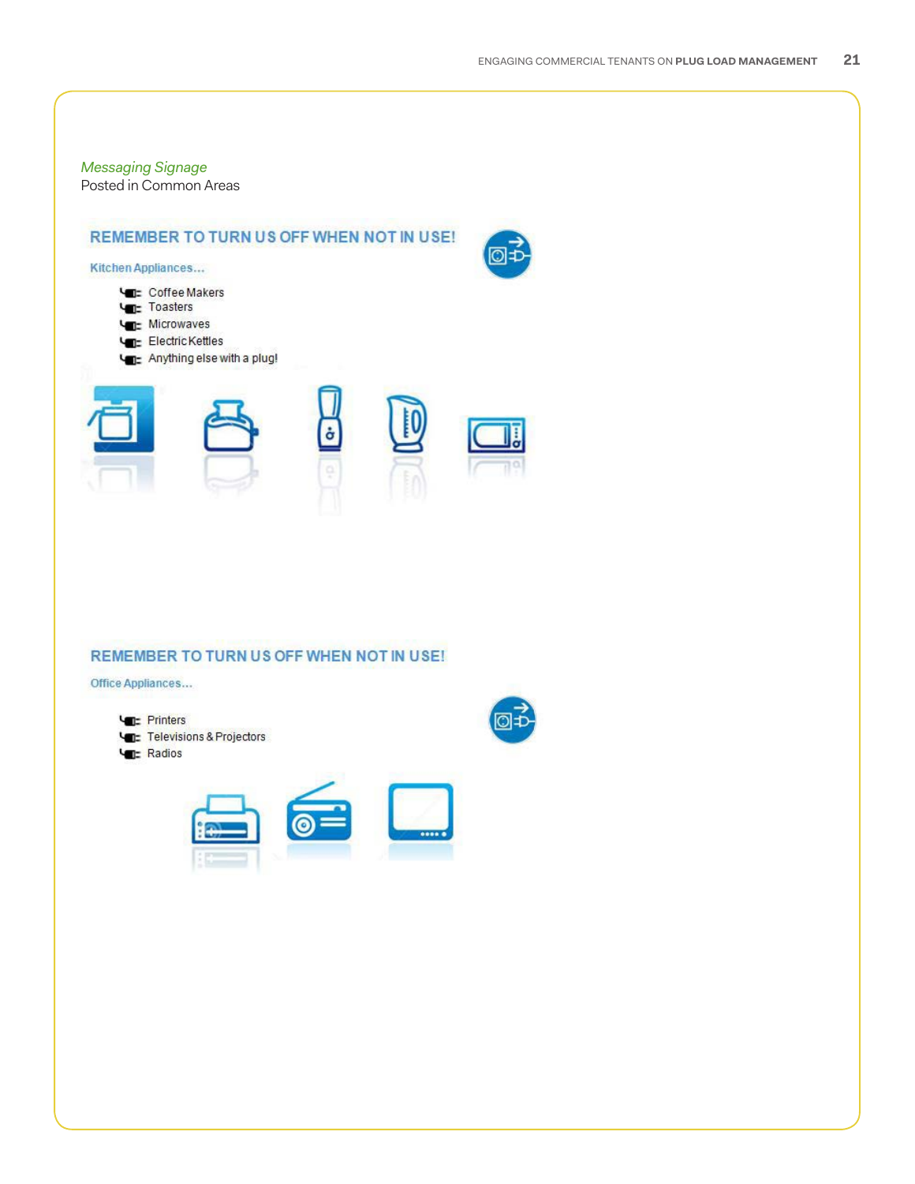*Messaging Signage*
Posted in Common Areas

## REMEMBER TO TURN US OFF WHEN NOT IN USE!

Kitchen Appliances…

- Coffee Makers
- Toasters
- Microwaves
- Electric Kettles
- Anything else with a plug!

## REMEMBER TO TURN US OFF WHEN NOT IN USE!

Office Appliances…

- Printers
- Televisions & Projectors
- Radios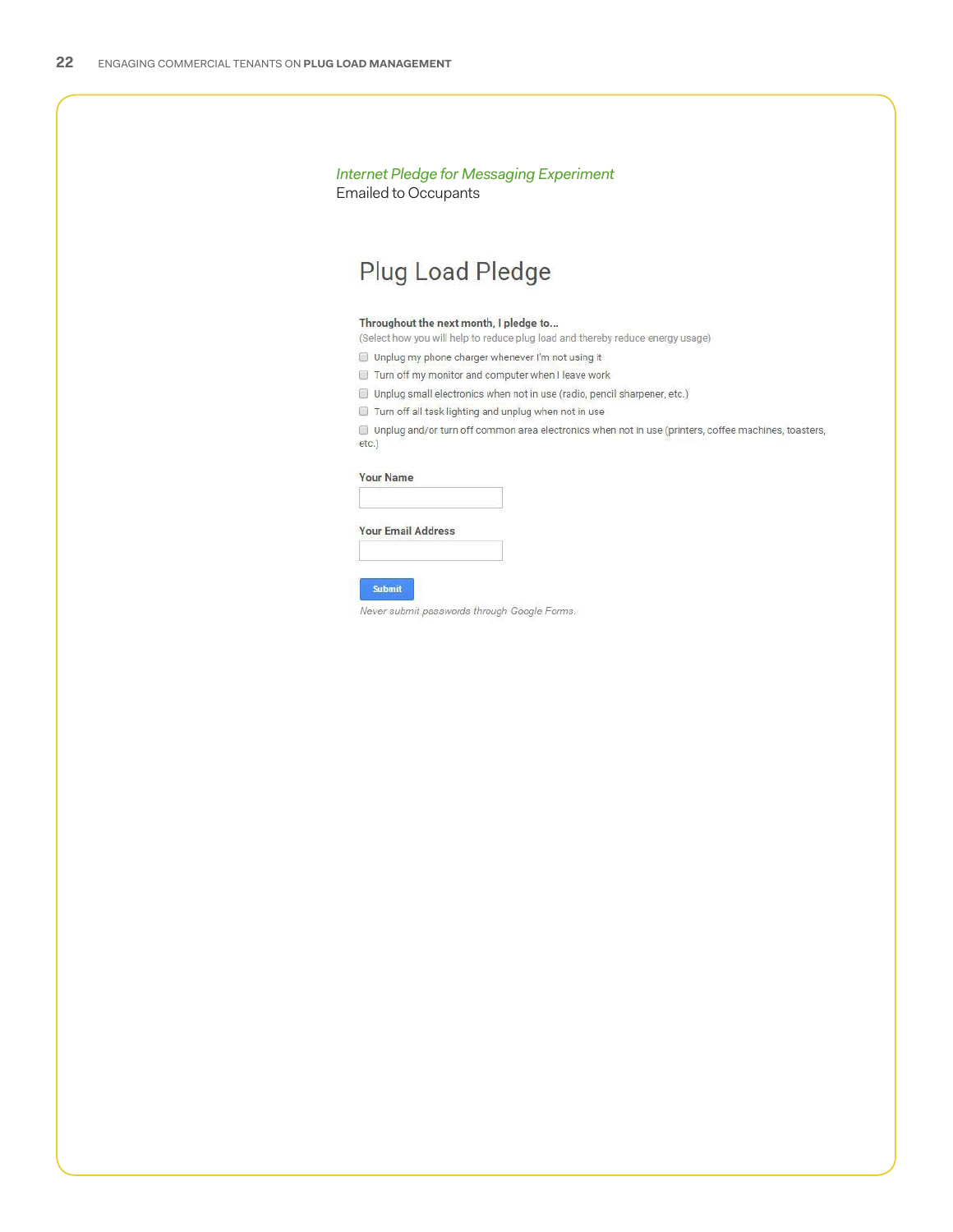*Internet Pledge for Messaging Experiment*

Emailed to Occupants

# Plug Load Pledge

**Throughout the next month, I pledge to...**

(Select how you will help to reduce plug load and thereby reduce energy usage)

- ☐ Unplug my phone charger whenever I'm not using it
- ☐ Turn off my monitor and computer when I leave work
- ☐ Unplug small electronics when not in use (radio, pencil sharpener, etc.)
- ☐ Turn off all task lighting and unplug when not in use
- ☐ Unplug and/or turn off common area electronics when not in use (printers, coffee machines, toasters, etc.)

**Your Name**

**Your Email Address**

Submit

*Never submit passwords through Google Forms.*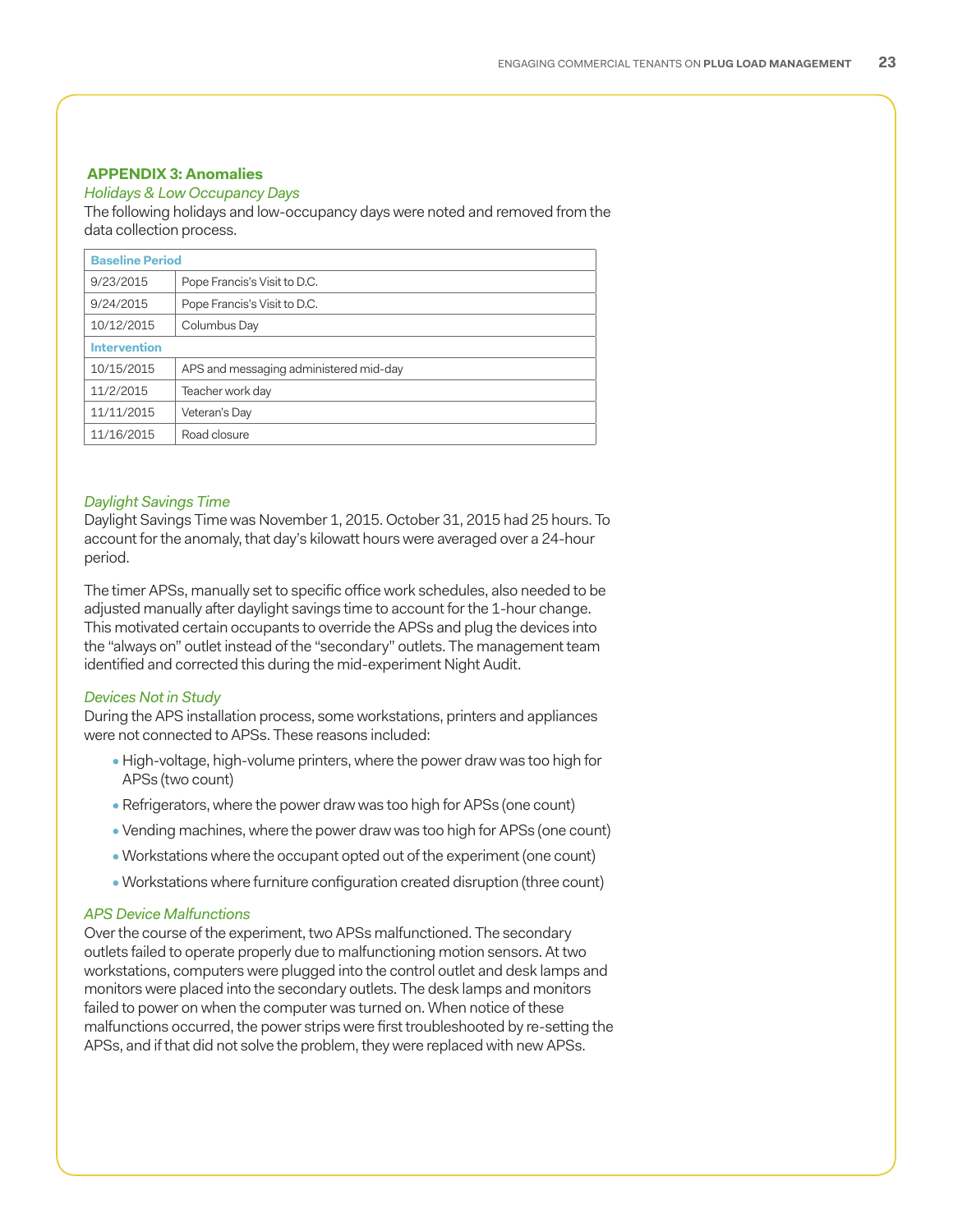## APPENDIX 3: Anomalies

### *Holidays & Low Occupancy Days*

The following holidays and low-occupancy days were noted and removed from the data collection process.

| Baseline Period | |
|---|---|
| 9/23/2015 | Pope Francis's Visit to D.C. |
| 9/24/2015 | Pope Francis's Visit to D.C. |
| 10/12/2015 | Columbus Day |
| **Intervention** | |
| 10/15/2015 | APS and messaging administered mid-day |
| 11/2/2015 | Teacher work day |
| 11/11/2015 | Veteran's Day |
| 11/16/2015 | Road closure |

### *Daylight Savings Time*

Daylight Savings Time was November 1, 2015. October 31, 2015 had 25 hours. To account for the anomaly, that day's kilowatt hours were averaged over a 24-hour period.

The timer APSs, manually set to specific office work schedules, also needed to be adjusted manually after daylight savings time to account for the 1-hour change. This motivated certain occupants to override the APSs and plug the devices into the "always on" outlet instead of the "secondary" outlets. The management team identified and corrected this during the mid-experiment Night Audit.

### *Devices Not in Study*

During the APS installation process, some workstations, printers and appliances were not connected to APSs. These reasons included:

- High-voltage, high-volume printers, where the power draw was too high for APSs (two count)
- Refrigerators, where the power draw was too high for APSs (one count)
- Vending machines, where the power draw was too high for APSs (one count)
- Workstations where the occupant opted out of the experiment (one count)
- Workstations where furniture configuration created disruption (three count)

### *APS Device Malfunctions*

Over the course of the experiment, two APSs malfunctioned. The secondary outlets failed to operate properly due to malfunctioning motion sensors. At two workstations, computers were plugged into the control outlet and desk lamps and monitors were placed into the secondary outlets. The desk lamps and monitors failed to power on when the computer was turned on. When notice of these malfunctions occurred, the power strips were first troubleshooted by re-setting the APSs, and if that did not solve the problem, they were replaced with new APSs.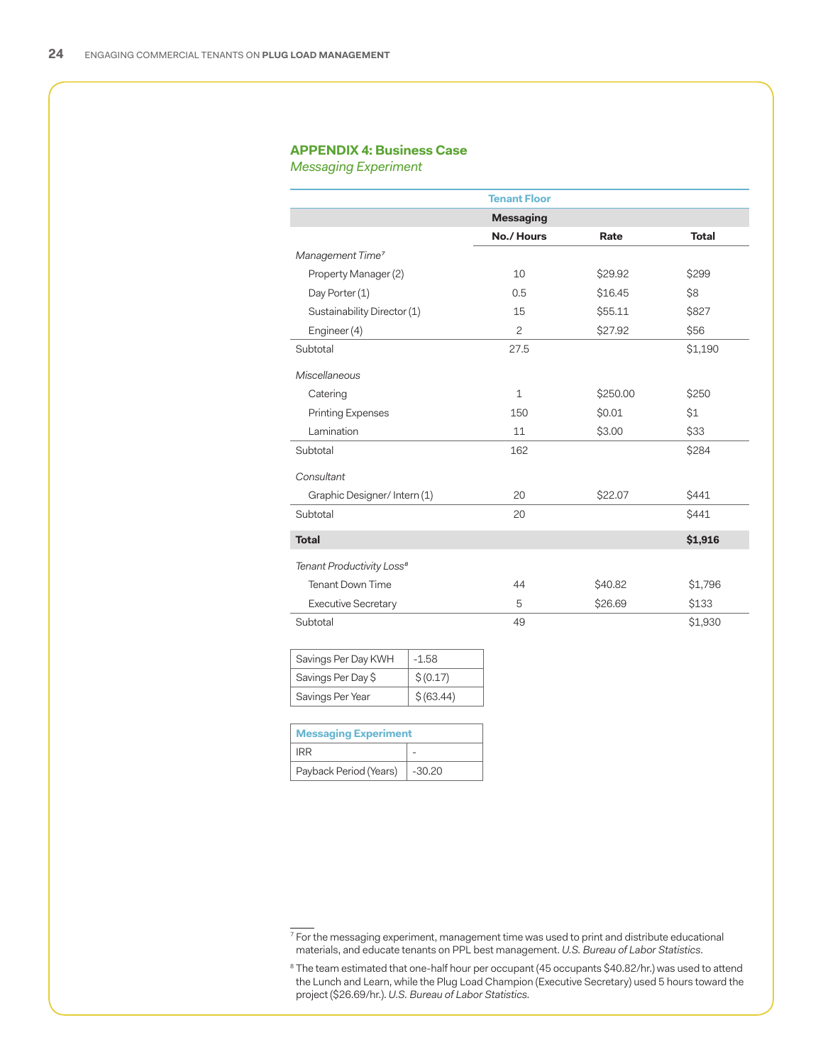## APPENDIX 4: Business Case

*Messaging Experiment*

| | Tenant Floor | | |
|---|---|---|---|
| | **Messaging** | | |
| | **No./ Hours** | **Rate** | **Total** |
| *Management Time*[7] | | | |
| Property Manager (2) | 10 | $29.92 | $299 |
| Day Porter (1) | 0.5 | $16.45 | $8 |
| Sustainability Director (1) | 15 | $55.11 | $827 |
| Engineer (4) | 2 | $27.92 | $56 |
| Subtotal | 27.5 | | $1,190 |
| *Miscellaneous* | | | |
| Catering | 1 | $250.00 | $250 |
| Printing Expenses | 150 | $0.01 | $1 |
| Lamination | 11 | $3.00 | $33 |
| Subtotal | 162 | | $284 |
| *Consultant* | | | |
| Graphic Designer/ Intern (1) | 20 | $22.07 | $441 |
| Subtotal | 20 | | $441 |
| **Total** | | | **$1,916** |
| *Tenant Productivity Loss*[8] | | | |
| Tenant Down Time | 44 | $40.82 | $1,796 |
| Executive Secretary | 5 | $26.69 | $133 |
| Subtotal | 49 | | $1,930 |

| | |
|---|---|
| Savings Per Day KWH | -1.58 |
| Savings Per Day $ | $ (0.17) |
| Savings Per Year | $ (63.44) |

| Messaging Experiment | |
|---|---|
| IRR | - |
| Payback Period (Years) | -30.20 |

[7] For the messaging experiment, management time was used to print and distribute educational materials, and educate tenants on PPL best management. *U.S. Bureau of Labor Statistics*.

[8] The team estimated that one-half hour per occupant (45 occupants $40.82/hr.) was used to attend the Lunch and Learn, while the Plug Load Champion (Executive Secretary) used 5 hours toward the project ($26.69/hr.). *U.S. Bureau of Labor Statistics.*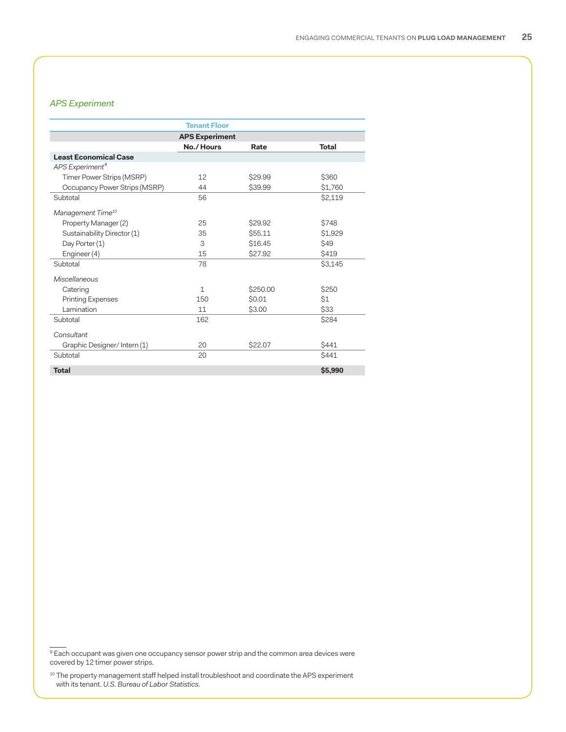*APS Experiment*

| Tenant Floor | | | |
|---|---|---|---|
| | **APS Experiment** | | |
| | **No./ Hours** | **Rate** | **Total** |
| **Least Economical Case** | | | |
| *APS Experiment*[9] | | | |
| Timer Power Strips (MSRP) | 12 | $29.99 | $360 |
| Occupancy Power Strips (MSRP) | 44 | $39.99 | $1,760 |
| Subtotal | 56 | | $2,119 |
| *Management Time*[10] | | | |
| Property Manager (2) | 25 | $29.92 | $748 |
| Sustainability Director (1) | 35 | $55.11 | $1,929 |
| Day Porter (1) | 3 | $16.45 | $49 |
| Engineer (4) | 15 | $27.92 | $419 |
| Subtotal | 78 | | $3,145 |
| *Miscellaneous* | | | |
| Catering | 1 | $250.00 | $250 |
| Printing Expenses | 150 | $0.01 | $1 |
| Lamination | 11 | $3.00 | $33 |
| Subtotal | 162 | | $284 |
| *Consultant* | | | |
| Graphic Designer/ Intern (1) | 20 | $22.07 | $441 |
| Subtotal | 20 | | $441 |
| **Total** | | | **$5,990** |

[9] Each occupant was given one occupancy sensor power strip and the common area devices were covered by 12 timer power strips.

[10] The property management staff helped install troubleshoot and coordinate the APS experiment with its tenant. *U.S. Bureau of Labor Statistics.*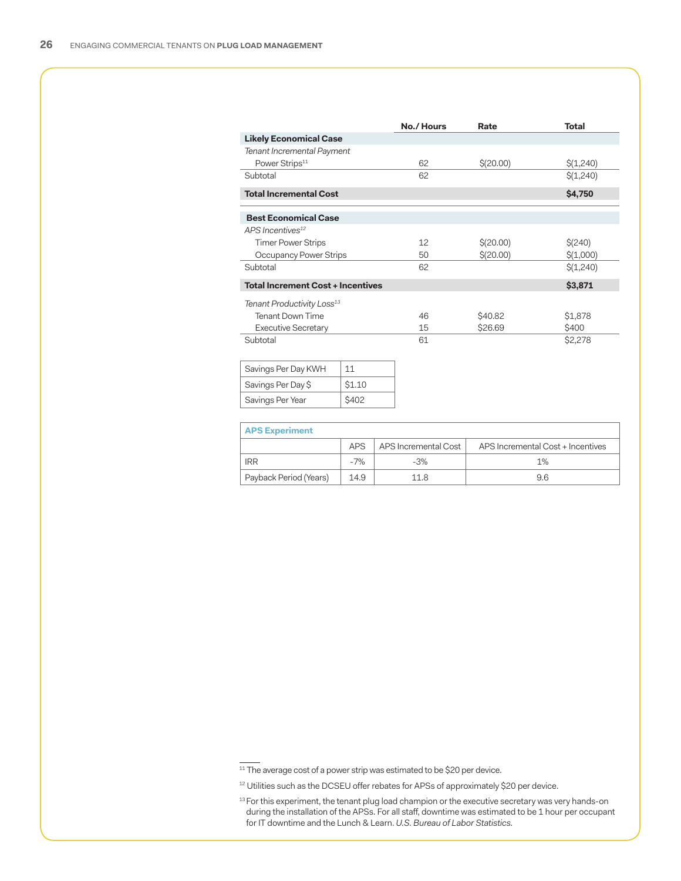| | No./ Hours | Rate | Total |
|---|---|---|---|
| **Likely Economical Case** | | | |
| *Tenant Incremental Payment* | | | |
| Power Strips[11] | 62 | $(20.00) | $(1,240) |
| Subtotal | 62 | | $(1,240) |
| **Total Incremental Cost** | | | **$4,750** |
| **Best Economical Case** | | | |
| *APS Incentives*[12] | | | |
| Timer Power Strips | 12 | $(20.00) | $(240) |
| Occupancy Power Strips | 50 | $(20.00) | $(1,000) |
| Subtotal | 62 | | $(1,240) |
| **Total Increment Cost + Incentives** | | | **$3,871** |
| *Tenant Productivity Loss*[13] | | | |
| Tenant Down Time | 46 | $40.82 | $1,878 |
| Executive Secretary | 15 | $26.69 | $400 |
| Subtotal | 61 | | $2,278 |

| | |
|---|---|
| Savings Per Day KWH | 11 |
| Savings Per Day $ | $1.10 |
| Savings Per Year | $402 |

| **APS Experiment** | | | |
|---|---|---|---|
| | APS | APS Incremental Cost | APS Incremental Cost + Incentives |
| IRR | -7% | -3% | 1% |
| Payback Period (Years) | 14.9 | 11.8 | 9.6 |

[11] The average cost of a power strip was estimated to be $20 per device.

[12] Utilities such as the DCSEU offer rebates for APSs of approximately $20 per device.

[13] For this experiment, the tenant plug load champion or the executive secretary was very hands-on during the installation of the APSs. For all staff, downtime was estimated to be 1 hour per occupant for IT downtime and the Lunch & Learn. *U.S. Bureau of Labor Statistics.*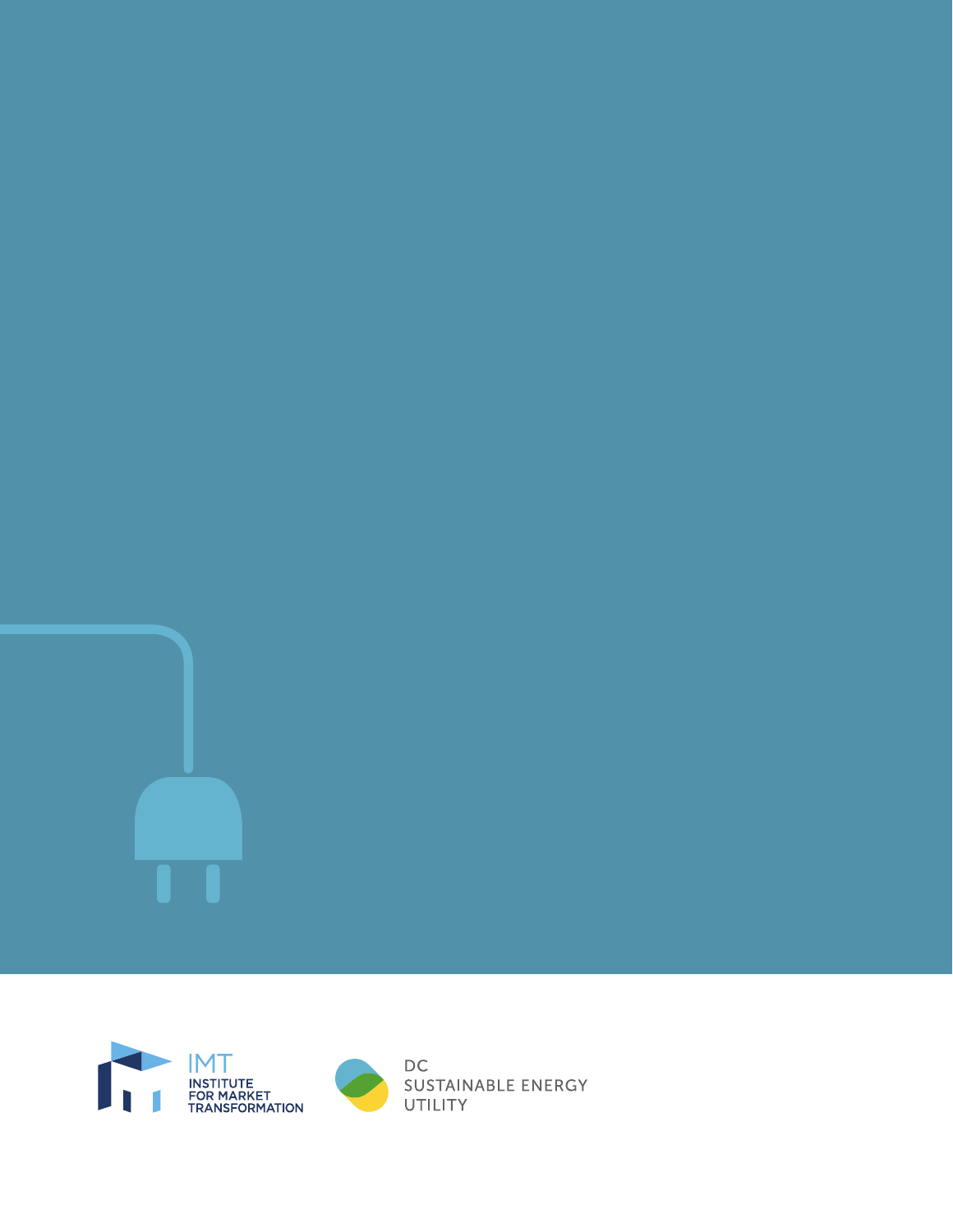IMT
INSTITUTE
FOR MARKET
TRANSFORMATION

DC
SUSTAINABLE ENERGY
UTILITY